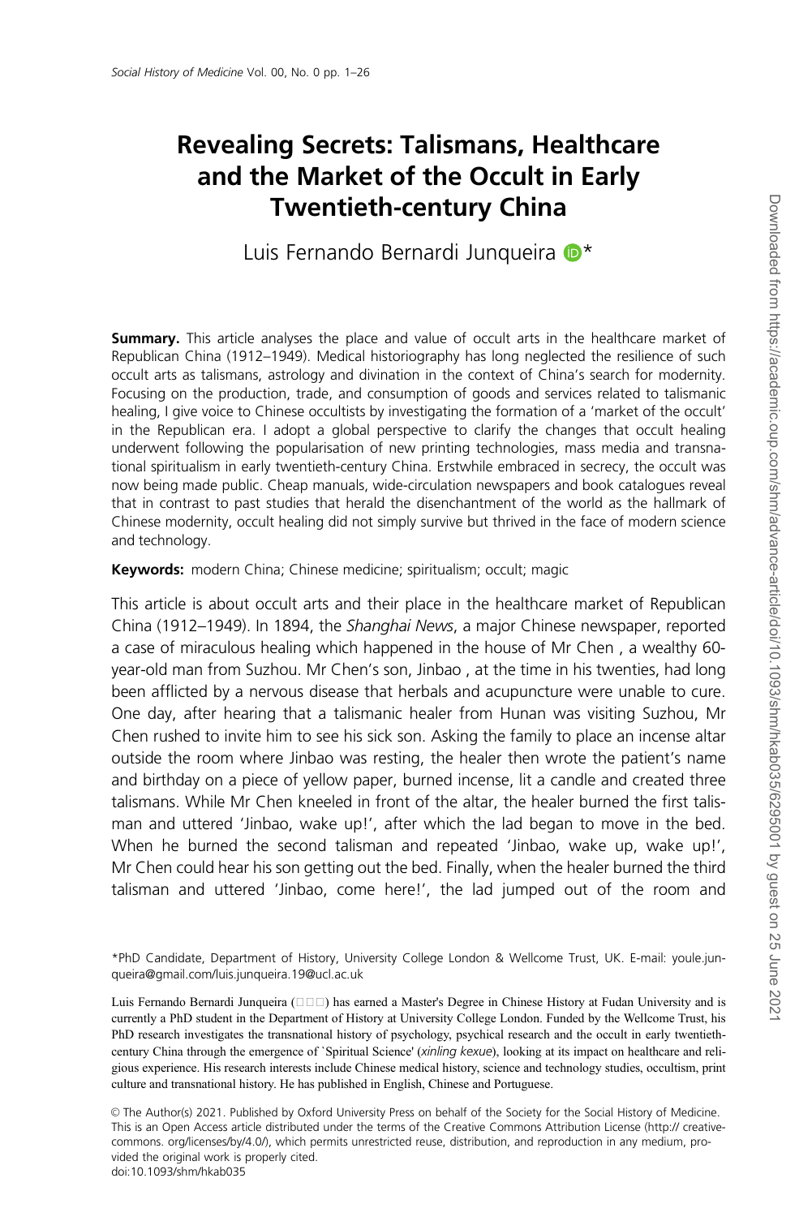# Revealing Secrets: Talismans, Healthcare and the Market of the Occult in Early Twentieth-century China

Luis Fernando Bernardi Junqueira *

**Summary.** This article analyses the place and value of occult arts in the healthcare market of Republican China (1912–1949). Medical historiography has long neglected the resilience of such occult arts as talismans, astrology and divination in the context of China's search for modernity. Focusing on the production, trade, and consumption of goods and services related to talismanic healing, I give voice to Chinese occultists by investigating the formation of a 'market of the occult' in the Republican era. I adopt a global perspective to clarify the changes that occult healing underwent following the popularisation of new printing technologies, mass media and transnational spiritualism in early twentieth-century China. Erstwhile embraced in secrecy, the occult was now being made public. Cheap manuals, wide-circulation newspapers and book catalogues reveal that in contrast to past studies that herald the disenchantment of the world as the hallmark of Chinese modernity, occult healing did not simply survive but thrived in the face of modern science and technology.

**Keywords:** modern China; Chinese medicine; spiritualism; occult; magic

This article is about occult arts and their place in the healthcare market of Republican China (1912–1949). In 1894, the *Shanghai News*, a major Chinese newspaper, reported a case of miraculous healing which happened in the house of Mr Chen , a wealthy 60-year-old man from Suzhou. Mr Chen's son, Jinbao , at the time in his twenties, had long been afflicted by a nervous disease that herbals and acupuncture were unable to cure. One day, after hearing that a talismanic healer from Hunan was visiting Suzhou, Mr Chen rushed to invite him to see his sick son. Asking the family to place an incense altar outside the room where Jinbao was resting, the healer then wrote the patient's name and birthday on a piece of yellow paper, burned incense, lit a candle and created three talismans. While Mr Chen kneeled in front of the altar, the healer burned the first talisman and uttered 'Jinbao, wake up!', after which the lad began to move in the bed. When he burned the second talisman and repeated 'Jinbao, wake up, wake up!', Mr Chen could hear his son getting out the bed. Finally, when the healer burned the third talisman and uttered 'Jinbao, come here!', the lad jumped out of the room and

---

*PhD Candidate, Department of History, University College London & Wellcome Trust, UK. E-mail: youle.junqueira@gmail.com/luis.junqueira.19@ucl.ac.uk

Luis Fernando Bernardi Junqueira (□□□) has earned a Master's Degree in Chinese History at Fudan University and is currently a PhD student in the Department of History at University College London. Funded by the Wellcome Trust, his PhD research investigates the transnational history of psychology, psychical research and the occult in early twentieth-century China through the emergence of 'Spiritual Science' (*xinling kexue*), looking at its impact on healthcare and religious experience. His research interests include Chinese medical history, science and technology studies, occultism, print culture and transnational history. He has published in English, Chinese and Portuguese.

© The Author(s) 2021. Published by Oxford University Press on behalf of the Society for the Social History of Medicine. This is an Open Access article distributed under the terms of the Creative Commons Attribution License (http:// creativecommons. org/licenses/by/4.0/), which permits unrestricted reuse, distribution, and reproduction in any medium, provided the original work is properly cited.
doi:10.1093/shm/hkab035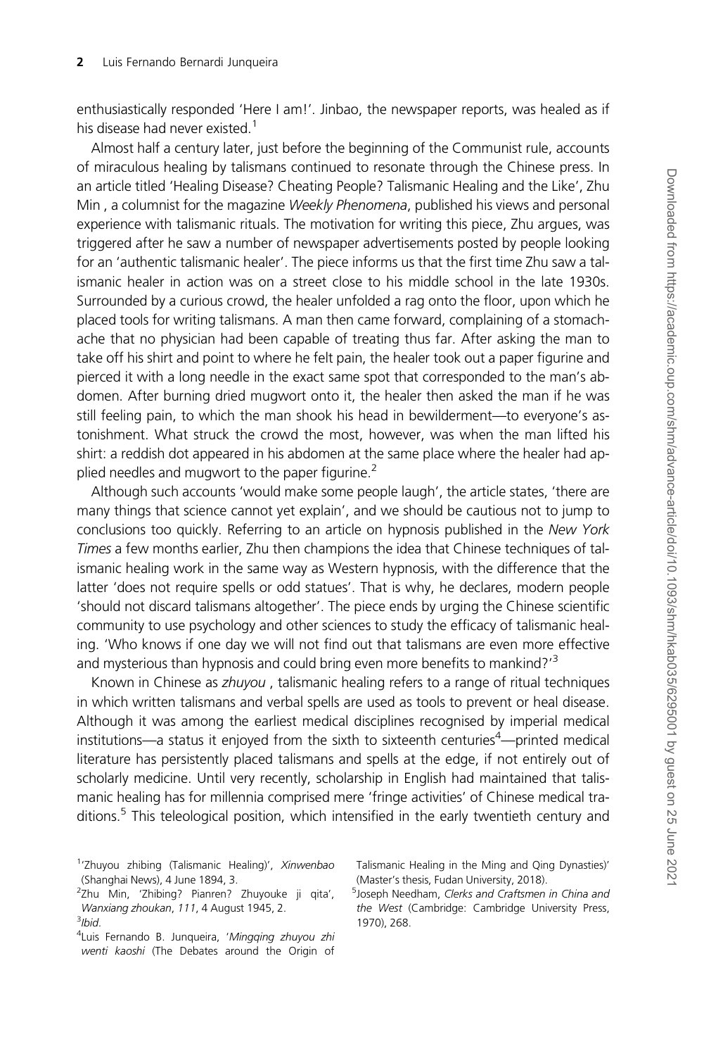enthusiastically responded 'Here I am!'. Jinbao, the newspaper reports, was healed as if his disease had never existed.[1]

Almost half a century later, just before the beginning of the Communist rule, accounts of miraculous healing by talismans continued to resonate through the Chinese press. In an article titled 'Healing Disease? Cheating People? Talismanic Healing and the Like', Zhu Min , a columnist for the magazine *Weekly Phenomena*, published his views and personal experience with talismanic rituals. The motivation for writing this piece, Zhu argues, was triggered after he saw a number of newspaper advertisements posted by people looking for an 'authentic talismanic healer'. The piece informs us that the first time Zhu saw a talismanic healer in action was on a street close to his middle school in the late 1930s. Surrounded by a curious crowd, the healer unfolded a rag onto the floor, upon which he placed tools for writing talismans. A man then came forward, complaining of a stomachache that no physician had been capable of treating thus far. After asking the man to take off his shirt and point to where he felt pain, the healer took out a paper figurine and pierced it with a long needle in the exact same spot that corresponded to the man's abdomen. After burning dried mugwort onto it, the healer then asked the man if he was still feeling pain, to which the man shook his head in bewilderment—to everyone's astonishment. What struck the crowd the most, however, was when the man lifted his shirt: a reddish dot appeared in his abdomen at the same place where the healer had applied needles and mugwort to the paper figurine.[2]

Although such accounts 'would make some people laugh', the article states, 'there are many things that science cannot yet explain', and we should be cautious not to jump to conclusions too quickly. Referring to an article on hypnosis published in the *New York Times* a few months earlier, Zhu then champions the idea that Chinese techniques of talismanic healing work in the same way as Western hypnosis, with the difference that the latter 'does not require spells or odd statues'. That is why, he declares, modern people 'should not discard talismans altogether'. The piece ends by urging the Chinese scientific community to use psychology and other sciences to study the efficacy of talismanic healing. 'Who knows if one day we will not find out that talismans are even more effective and mysterious than hypnosis and could bring even more benefits to mankind?'[3]

Known in Chinese as *zhuyou* , talismanic healing refers to a range of ritual techniques in which written talismans and verbal spells are used as tools to prevent or heal disease. Although it was among the earliest medical disciplines recognised by imperial medical institutions—a status it enjoyed from the sixth to sixteenth centuries[4]—printed medical literature has persistently placed talismans and spells at the edge, if not entirely out of scholarly medicine. Until very recently, scholarship in English had maintained that talismanic healing has for millennia comprised mere 'fringe activities' of Chinese medical traditions.[5] This teleological position, which intensified in the early twentieth century and

[1] 'Zhuyou zhibing (Talismanic Healing)', *Xinwenbao* (Shanghai News), 4 June 1894, 3.

[2] Zhu Min, 'Zhibing? Pianren? Zhuyouke ji qita', *Wanxiang zhoukan*, 111, 4 August 1945, 2.

[3] *Ibid*.

[4] Luis Fernando B. Junqueira, '*Mingqing zhuyou zhi wenti kaoshi* (The Debates around the Origin of Talismanic Healing in the Ming and Qing Dynasties)' (Master's thesis, Fudan University, 2018).

[5] Joseph Needham, *Clerks and Craftsmen in China and the West* (Cambridge: Cambridge University Press, 1970), 268.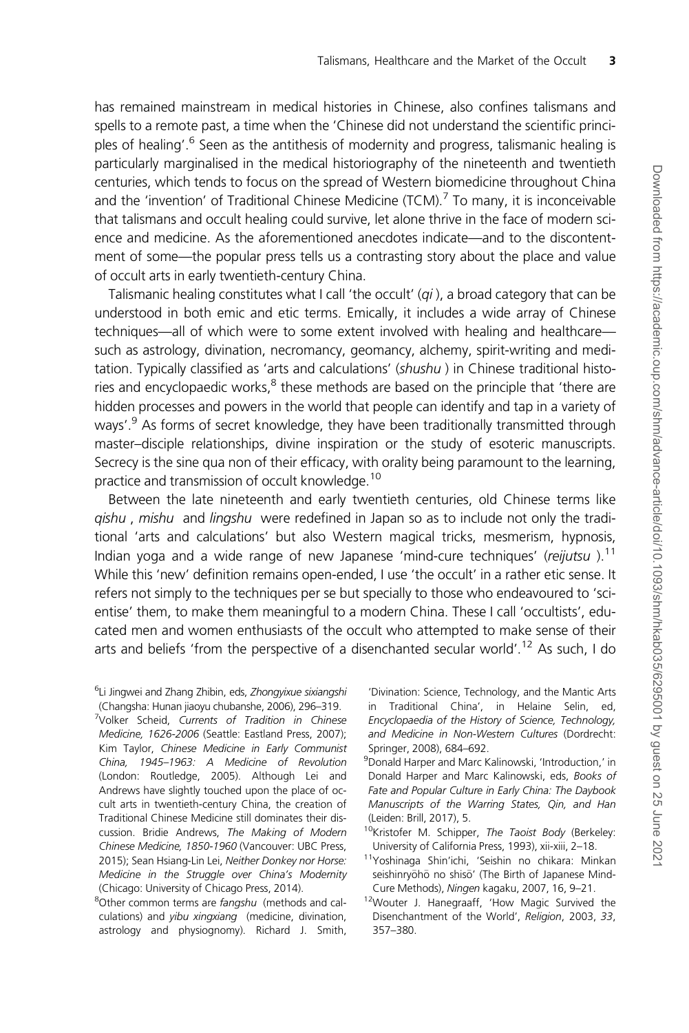has remained mainstream in medical histories in Chinese, also confines talismans and spells to a remote past, a time when the 'Chinese did not understand the scientific principles of healing'.[6] Seen as the antithesis of modernity and progress, talismanic healing is particularly marginalised in the medical historiography of the nineteenth and twentieth centuries, which tends to focus on the spread of Western biomedicine throughout China and the 'invention' of Traditional Chinese Medicine (TCM).[7] To many, it is inconceivable that talismans and occult healing could survive, let alone thrive in the face of modern science and medicine. As the aforementioned anecdotes indicate—and to the discontentment of some—the popular press tells us a contrasting story about the place and value of occult arts in early twentieth-century China.

Talismanic healing constitutes what I call 'the occult' (*qi* ), a broad category that can be understood in both emic and etic terms. Emically, it includes a wide array of Chinese techniques—all of which were to some extent involved with healing and healthcare—such as astrology, divination, necromancy, geomancy, alchemy, spirit-writing and meditation. Typically classified as 'arts and calculations' (*shushu* ) in Chinese traditional histories and encyclopaedic works,[8] these methods are based on the principle that 'there are hidden processes and powers in the world that people can identify and tap in a variety of ways'.[9] As forms of secret knowledge, they have been traditionally transmitted through master–disciple relationships, divine inspiration or the study of esoteric manuscripts. Secrecy is the sine qua non of their efficacy, with orality being paramount to the learning, practice and transmission of occult knowledge.[10]

Between the late nineteenth and early twentieth centuries, old Chinese terms like *qishu* , *mishu* and *lingshu* were redefined in Japan so as to include not only the traditional 'arts and calculations' but also Western magical tricks, mesmerism, hypnosis, Indian yoga and a wide range of new Japanese 'mind-cure techniques' (*reijutsu* ).[11] While this 'new' definition remains open-ended, I use 'the occult' in a rather etic sense. It refers not simply to the techniques per se but specially to those who endeavoured to 'scientise' them, to make them meaningful to a modern China. These I call 'occultists', educated men and women enthusiasts of the occult who attempted to make sense of their arts and beliefs 'from the perspective of a disenchanted secular world'.[12] As such, I do

---

[6] Li Jingwei and Zhang Zhibin, eds, *Zhongyixue sixiangshi* (Changsha: Hunan jiaoyu chubanshe, 2006), 296–319.

[7] Volker Scheid, *Currents of Tradition in Chinese Medicine, 1626-2006* (Seattle: Eastland Press, 2007); Kim Taylor, *Chinese Medicine in Early Communist China, 1945–1963: A Medicine of Revolution* (London: Routledge, 2005). Although Lei and Andrews have slightly touched upon the place of occult arts in twentieth-century China, the creation of Traditional Chinese Medicine still dominates their discussion. Bridie Andrews, *The Making of Modern Chinese Medicine, 1850-1960* (Vancouver: UBC Press, 2015); Sean Hsiang-Lin Lei, *Neither Donkey nor Horse: Medicine in the Struggle over China's Modernity* (Chicago: University of Chicago Press, 2014).

[8] Other common terms are *fangshu* (methods and calculations) and *yibu xingxiang* (medicine, divination, astrology and physiognomy). Richard J. Smith, 'Divination: Science, Technology, and the Mantic Arts in Traditional China', in Helaine Selin, ed, *Encyclopaedia of the History of Science, Technology, and Medicine in Non-Western Cultures* (Dordrecht: Springer, 2008), 684–692.

[9] Donald Harper and Marc Kalinowski, 'Introduction,' in Donald Harper and Marc Kalinowski, eds, *Books of Fate and Popular Culture in Early China: The Daybook Manuscripts of the Warring States, Qin, and Han* (Leiden: Brill, 2017), 5.

[10] Kristofer M. Schipper, *The Taoist Body* (Berkeley: University of California Press, 1993), xii-xiii, 2–18.

[11] Yoshinaga Shin'ichi, 'Seishin no chikara: Minkan seishinryōhō no shisō' (The Birth of Japanese Mind-Cure Methods), *Ningen* kagaku, 2007, 16, 9–21.

[12] Wouter J. Hanegraaff, 'How Magic Survived the Disenchantment of the World', *Religion*, 2003, *33*, 357–380.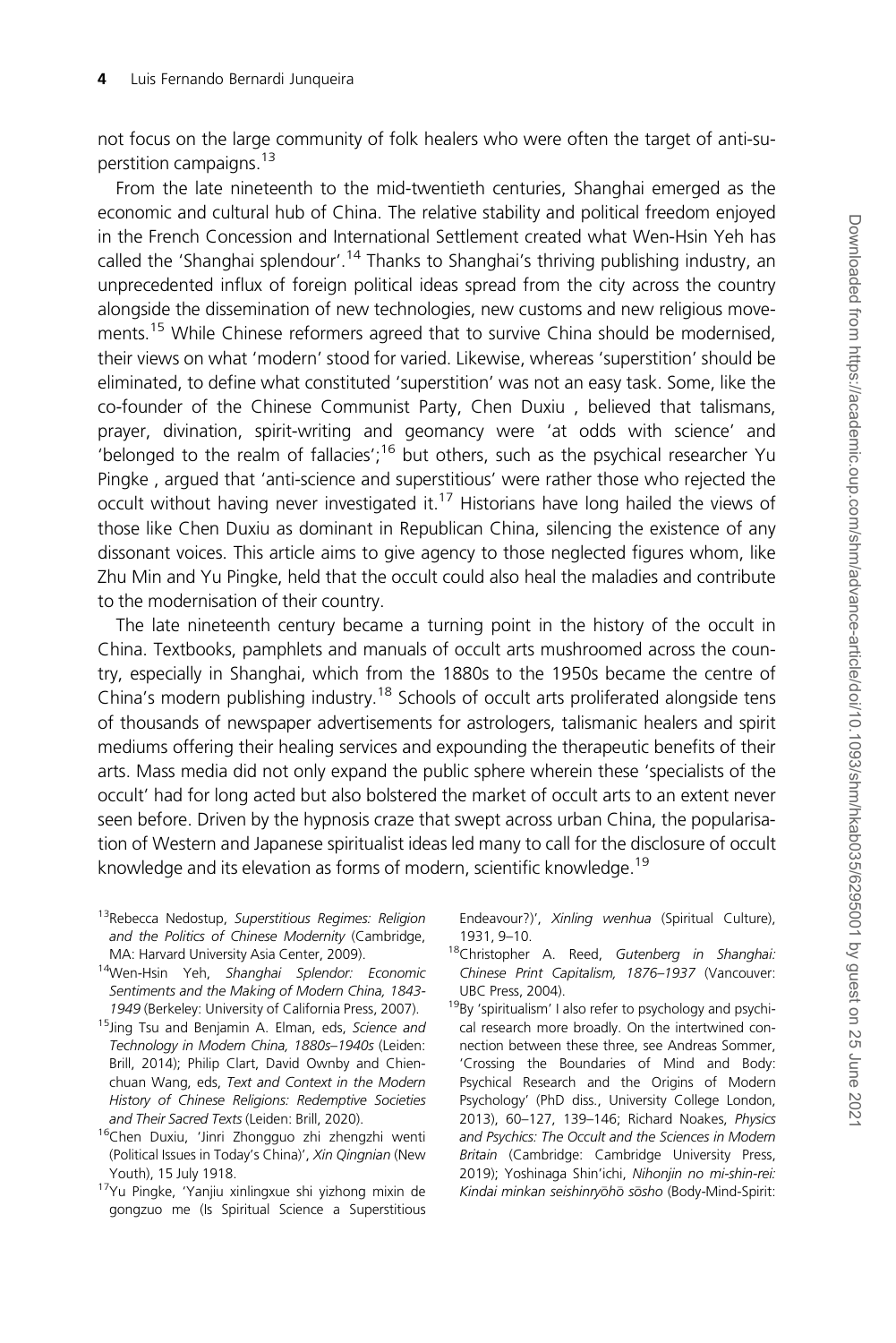not focus on the large community of folk healers who were often the target of anti-superstition campaigns.[13]

From the late nineteenth to the mid-twentieth centuries, Shanghai emerged as the economic and cultural hub of China. The relative stability and political freedom enjoyed in the French Concession and International Settlement created what Wen-Hsin Yeh has called the 'Shanghai splendour'.[14] Thanks to Shanghai's thriving publishing industry, an unprecedented influx of foreign political ideas spread from the city across the country alongside the dissemination of new technologies, new customs and new religious movements.[15] While Chinese reformers agreed that to survive China should be modernised, their views on what 'modern' stood for varied. Likewise, whereas 'superstition' should be eliminated, to define what constituted 'superstition' was not an easy task. Some, like the co-founder of the Chinese Communist Party, Chen Duxiu , believed that talismans, prayer, divination, spirit-writing and geomancy were 'at odds with science' and 'belonged to the realm of fallacies';[16] but others, such as the psychical researcher Yu Pingke , argued that 'anti-science and superstitious' were rather those who rejected the occult without having never investigated it.[17] Historians have long hailed the views of those like Chen Duxiu as dominant in Republican China, silencing the existence of any dissonant voices. This article aims to give agency to those neglected figures whom, like Zhu Min and Yu Pingke, held that the occult could also heal the maladies and contribute to the modernisation of their country.

The late nineteenth century became a turning point in the history of the occult in China. Textbooks, pamphlets and manuals of occult arts mushroomed across the country, especially in Shanghai, which from the 1880s to the 1950s became the centre of China's modern publishing industry.[18] Schools of occult arts proliferated alongside tens of thousands of newspaper advertisements for astrologers, talismanic healers and spirit mediums offering their healing services and expounding the therapeutic benefits of their arts. Mass media did not only expand the public sphere wherein these 'specialists of the occult' had for long acted but also bolstered the market of occult arts to an extent never seen before. Driven by the hypnosis craze that swept across urban China, the popularisation of Western and Japanese spiritualist ideas led many to call for the disclosure of occult knowledge and its elevation as forms of modern, scientific knowledge.[19]

[13]Rebecca Nedostup, *Superstitious Regimes: Religion and the Politics of Chinese Modernity* (Cambridge, MA: Harvard University Asia Center, 2009).

[14]Wen-Hsin Yeh, *Shanghai Splendor: Economic Sentiments and the Making of Modern China, 1843-1949* (Berkeley: University of California Press, 2007).

[15]Jing Tsu and Benjamin A. Elman, eds, *Science and Technology in Modern China, 1880s–1940s* (Leiden: Brill, 2014); Philip Clart, David Ownby and Chien-chuan Wang, eds, *Text and Context in the Modern History of Chinese Religions: Redemptive Societies and Their Sacred Texts* (Leiden: Brill, 2020).

[16]Chen Duxiu, 'Jinri Zhongguo zhi zhengzhi wenti (Political Issues in Today's China)', *Xin Qingnian* (New Youth), 15 July 1918.

[17]Yu Pingke, 'Yanjiu xinlingxue shi yizhong mixin de gongzuo me (Is Spiritual Science a Superstitious Endeavour?)', *Xinling wenhua* (Spiritual Culture), 1931, 9–10.

[18]Christopher A. Reed, *Gutenberg in Shanghai: Chinese Print Capitalism, 1876–1937* (Vancouver: UBC Press, 2004).

[19]By 'spiritualism' I also refer to psychology and psychical research more broadly. On the intertwined connection between these three, see Andreas Sommer, 'Crossing the Boundaries of Mind and Body: Psychical Research and the Origins of Modern Psychology' (PhD diss., University College London, 2013), 60–127, 139–146; Richard Noakes, *Physics and Psychics: The Occult and the Sciences in Modern Britain* (Cambridge: Cambridge University Press, 2019); Yoshinaga Shin'ichi, *Nihonjin no mi-shin-rei: Kindai minkan seishinryōhō sōsho* (Body-Mind-Spirit: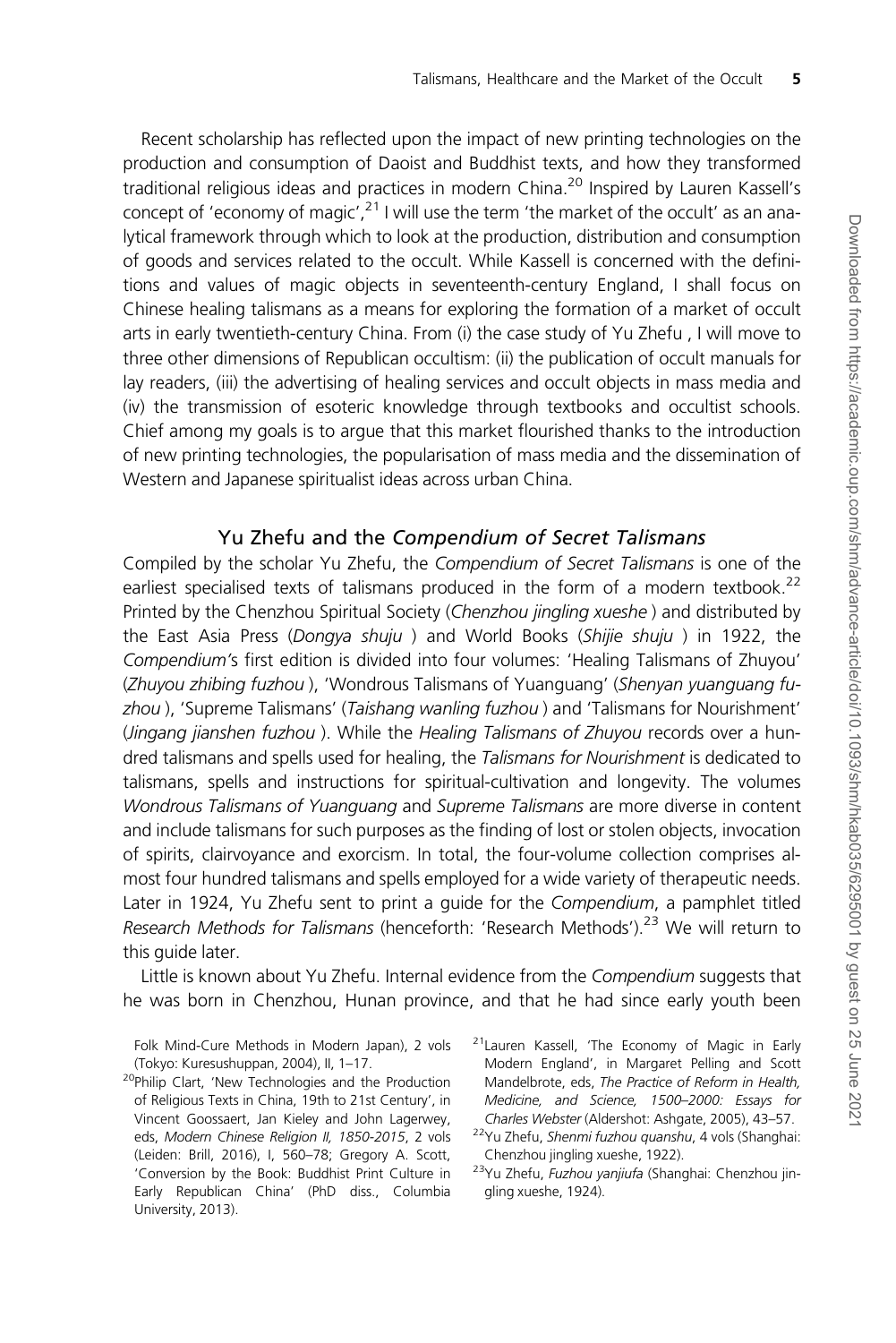Recent scholarship has reflected upon the impact of new printing technologies on the production and consumption of Daoist and Buddhist texts, and how they transformed traditional religious ideas and practices in modern China.[20] Inspired by Lauren Kassell's concept of 'economy of magic',[21] I will use the term 'the market of the occult' as an analytical framework through which to look at the production, distribution and consumption of goods and services related to the occult. While Kassell is concerned with the definitions and values of magic objects in seventeenth-century England, I shall focus on Chinese healing talismans as a means for exploring the formation of a market of occult arts in early twentieth-century China. From (i) the case study of Yu Zhefu , I will move to three other dimensions of Republican occultism: (ii) the publication of occult manuals for lay readers, (iii) the advertising of healing services and occult objects in mass media and (iv) the transmission of esoteric knowledge through textbooks and occultist schools. Chief among my goals is to argue that this market flourished thanks to the introduction of new printing technologies, the popularisation of mass media and the dissemination of Western and Japanese spiritualist ideas across urban China.

## Yu Zhefu and the *Compendium of Secret Talismans*

Compiled by the scholar Yu Zhefu, the *Compendium of Secret Talismans* is one of the earliest specialised texts of talismans produced in the form of a modern textbook.[22] Printed by the Chenzhou Spiritual Society (*Chenzhou jingling xueshe* ) and distributed by the East Asia Press (*Dongya shuju* ) and World Books (*Shijie shuju* ) in 1922, the *Compendium's* first edition is divided into four volumes: 'Healing Talismans of Zhuyou' (*Zhuyou zhibing fuzhou* ), 'Wondrous Talismans of Yuanguang' (*Shenyan yuanguang fuzhou* ), 'Supreme Talismans' (*Taishang wanling fuzhou* ) and 'Talismans for Nourishment' (*Jingang jianshen fuzhou* ). While the *Healing Talismans of Zhuyou* records over a hundred talismans and spells used for healing, the *Talismans for Nourishment* is dedicated to talismans, spells and instructions for spiritual-cultivation and longevity. The volumes *Wondrous Talismans of Yuanguang* and *Supreme Talismans* are more diverse in content and include talismans for such purposes as the finding of lost or stolen objects, invocation of spirits, clairvoyance and exorcism. In total, the four-volume collection comprises almost four hundred talismans and spells employed for a wide variety of therapeutic needs. Later in 1924, Yu Zhefu sent to print a guide for the *Compendium*, a pamphlet titled *Research Methods for Talismans* (henceforth: 'Research Methods').[23] We will return to this guide later.

Little is known about Yu Zhefu. Internal evidence from the *Compendium* suggests that he was born in Chenzhou, Hunan province, and that he had since early youth been

Folk Mind-Cure Methods in Modern Japan), 2 vols (Tokyo: Kuresushuppan, 2004), II, 1–17.

[20] Philip Clart, 'New Technologies and the Production of Religious Texts in China, 19th to 21st Century', in Vincent Goossaert, Jan Kieley and John Lagerwey, eds, *Modern Chinese Religion II, 1850-2015*, 2 vols (Leiden: Brill, 2016), I, 560–78; Gregory A. Scott, 'Conversion by the Book: Buddhist Print Culture in Early Republican China' (PhD diss., Columbia University, 2013).

[21] Lauren Kassell, 'The Economy of Magic in Early Modern England', in Margaret Pelling and Scott Mandelbrote, eds, *The Practice of Reform in Health, Medicine, and Science, 1500–2000: Essays for Charles Webster* (Aldershot: Ashgate, 2005), 43–57.

[22] Yu Zhefu, *Shenmi fuzhou quanshu*, 4 vols (Shanghai: Chenzhou jingling xueshe, 1922).

[23] Yu Zhefu, *Fuzhou yanjiufa* (Shanghai: Chenzhou jingling xueshe, 1924).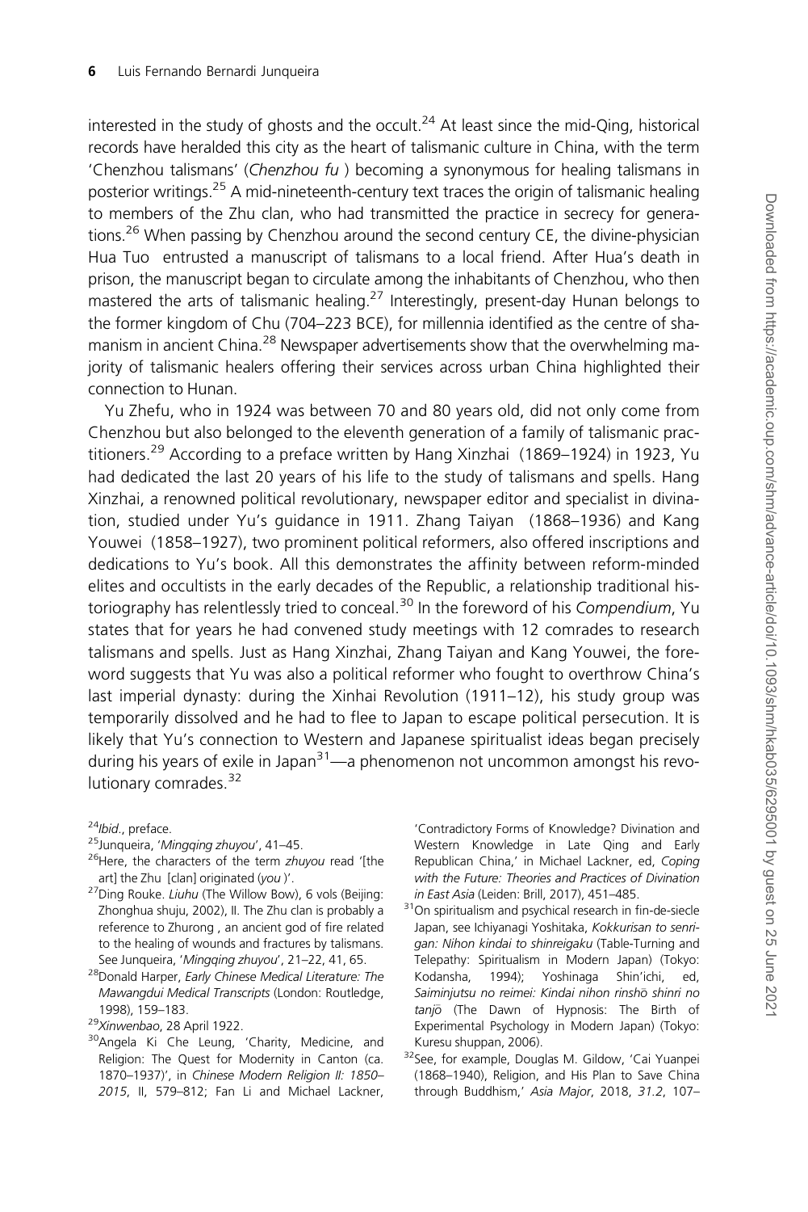interested in the study of ghosts and the occult.[24] At least since the mid-Qing, historical records have heralded this city as the heart of talismanic culture in China, with the term 'Chenzhou talismans' (*Chenzhou fu* ) becoming a synonymous for healing talismans in posterior writings.[25] A mid-nineteenth-century text traces the origin of talismanic healing to members of the Zhu clan, who had transmitted the practice in secrecy for generations.[26] When passing by Chenzhou around the second century CE, the divine-physician Hua Tuo entrusted a manuscript of talismans to a local friend. After Hua's death in prison, the manuscript began to circulate among the inhabitants of Chenzhou, who then mastered the arts of talismanic healing.[27] Interestingly, present-day Hunan belongs to the former kingdom of Chu (704–223 BCE), for millennia identified as the centre of shamanism in ancient China.[28] Newspaper advertisements show that the overwhelming majority of talismanic healers offering their services across urban China highlighted their connection to Hunan.

Yu Zhefu, who in 1924 was between 70 and 80 years old, did not only come from Chenzhou but also belonged to the eleventh generation of a family of talismanic practitioners.[29] According to a preface written by Hang Xinzhai (1869–1924) in 1923, Yu had dedicated the last 20 years of his life to the study of talismans and spells. Hang Xinzhai, a renowned political revolutionary, newspaper editor and specialist in divination, studied under Yu's guidance in 1911. Zhang Taiyan (1868–1936) and Kang Youwei (1858–1927), two prominent political reformers, also offered inscriptions and dedications to Yu's book. All this demonstrates the affinity between reform-minded elites and occultists in the early decades of the Republic, a relationship traditional historiography has relentlessly tried to conceal.[30] In the foreword of his *Compendium*, Yu states that for years he had convened study meetings with 12 comrades to research talismans and spells. Just as Hang Xinzhai, Zhang Taiyan and Kang Youwei, the foreword suggests that Yu was also a political reformer who fought to overthrow China's last imperial dynasty: during the Xinhai Revolution (1911–12), his study group was temporarily dissolved and he had to flee to Japan to escape political persecution. It is likely that Yu's connection to Western and Japanese spiritualist ideas began precisely during his years of exile in Japan[31]—a phenomenon not uncommon amongst his revolutionary comrades.[32]

[24] *Ibid*., preface.

[25] Junqueira, '*Mingqing zhuyou*', 41–45.

[26] Here, the characters of the term *zhuyou* read '[the art] the Zhu [clan] originated (*you* )'.

[27] Ding Rouke. *Liuhu* (The Willow Bow), 6 vols (Beijing: Zhonghua shuju, 2002), II. The Zhu clan is probably a reference to Zhurong , an ancient god of fire related to the healing of wounds and fractures by talismans. See Junqueira, '*Mingqing zhuyou*', 21–22, 41, 65.

[28] Donald Harper, *Early Chinese Medical Literature: The Mawangdui Medical Transcripts* (London: Routledge, 1998), 159–183.

[29] *Xinwenbao*, 28 April 1922.

[30] Angela Ki Che Leung, 'Charity, Medicine, and Religion: The Quest for Modernity in Canton (ca. 1870–1937)', in *Chinese Modern Religion II: 1850–2015*, II, 579–812; Fan Li and Michael Lackner, 'Contradictory Forms of Knowledge? Divination and Western Knowledge in Late Qing and Early Republican China,' in Michael Lackner, ed, *Coping with the Future: Theories and Practices of Divination in East Asia* (Leiden: Brill, 2017), 451–485.

[31] On spiritualism and psychical research in fin-de-siecle Japan, see Ichiyanagi Yoshitaka, *Kokkurisan to senrigan: Nihon kindai to shinreigaku* (Table-Turning and Telepathy: Spiritualism in Modern Japan) (Tokyo: Kodansha, 1994); Yoshinaga Shin'ichi, ed, *Saiminjutsu no reimei: Kindai nihon rinshō shinri no tanjō* (The Dawn of Hypnosis: The Birth of Experimental Psychology in Modern Japan) (Tokyo: Kuresu shuppan, 2006).

[32] See, for example, Douglas M. Gildow, 'Cai Yuanpei (1868–1940), Religion, and His Plan to Save China through Buddhism,' *Asia Major*, 2018, *31.2*, 107–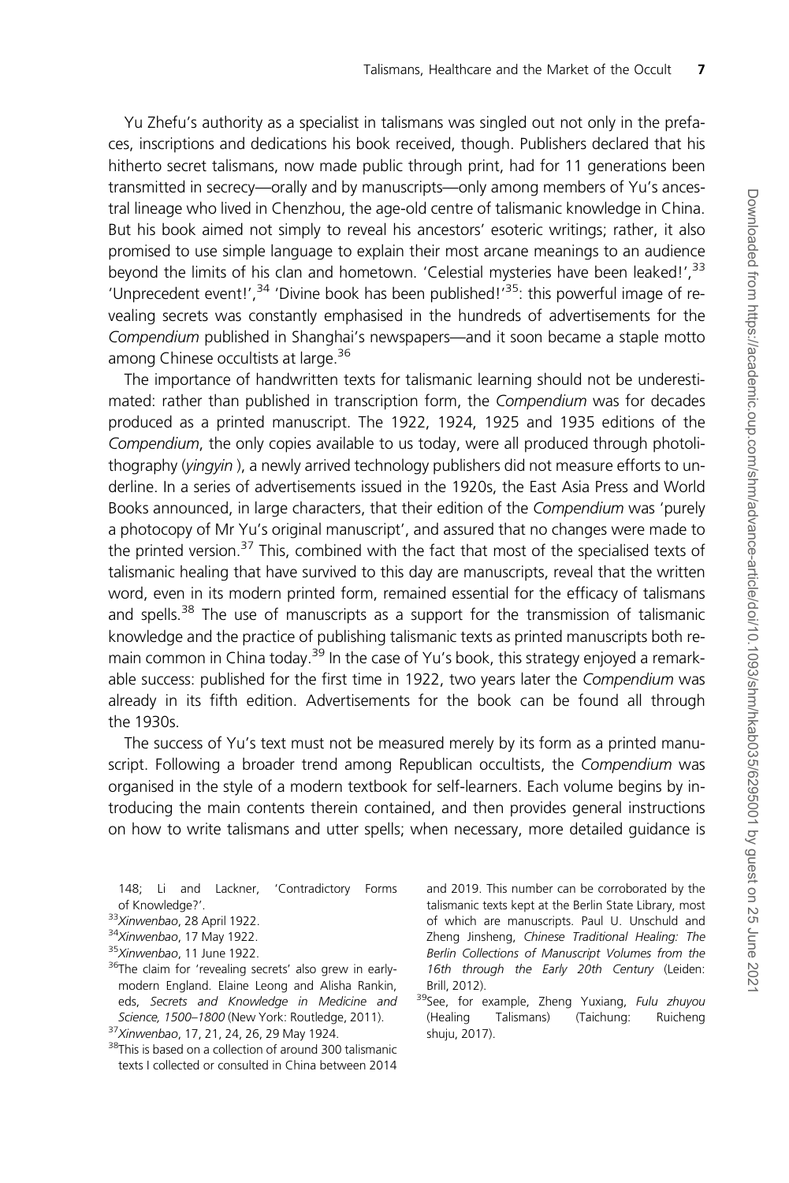Yu Zhefu's authority as a specialist in talismans was singled out not only in the prefaces, inscriptions and dedications his book received, though. Publishers declared that his hitherto secret talismans, now made public through print, had for 11 generations been transmitted in secrecy—orally and by manuscripts—only among members of Yu's ancestral lineage who lived in Chenzhou, the age-old centre of talismanic knowledge in China. But his book aimed not simply to reveal his ancestors' esoteric writings; rather, it also promised to use simple language to explain their most arcane meanings to an audience beyond the limits of his clan and hometown. 'Celestial mysteries have been leaked!',[33] 'Unprecedent event!',[34] 'Divine book has been published!'[35]: this powerful image of revealing secrets was constantly emphasised in the hundreds of advertisements for the *Compendium* published in Shanghai's newspapers—and it soon became a staple motto among Chinese occultists at large.[36]

The importance of handwritten texts for talismanic learning should not be underestimated: rather than published in transcription form, the *Compendium* was for decades produced as a printed manuscript. The 1922, 1924, 1925 and 1935 editions of the *Compendium*, the only copies available to us today, were all produced through photolithography (*yingyin* ), a newly arrived technology publishers did not measure efforts to underline. In a series of advertisements issued in the 1920s, the East Asia Press and World Books announced, in large characters, that their edition of the *Compendium* was 'purely a photocopy of Mr Yu's original manuscript', and assured that no changes were made to the printed version.[37] This, combined with the fact that most of the specialised texts of talismanic healing that have survived to this day are manuscripts, reveal that the written word, even in its modern printed form, remained essential for the efficacy of talismans and spells.[38] The use of manuscripts as a support for the transmission of talismanic knowledge and the practice of publishing talismanic texts as printed manuscripts both remain common in China today.[39] In the case of Yu's book, this strategy enjoyed a remarkable success: published for the first time in 1922, two years later the *Compendium* was already in its fifth edition. Advertisements for the book can be found all through the 1930s.

The success of Yu's text must not be measured merely by its form as a printed manuscript. Following a broader trend among Republican occultists, the *Compendium* was organised in the style of a modern textbook for self-learners. Each volume begins by introducing the main contents therein contained, and then provides general instructions on how to write talismans and utter spells; when necessary, more detailed guidance is

148; Li and Lackner, 'Contradictory Forms of Knowledge?'.

[33] *Xinwenbao*, 28 April 1922.

[34] *Xinwenbao*, 17 May 1922.

[35] *Xinwenbao*, 11 June 1922.

[36] The claim for 'revealing secrets' also grew in early-modern England. Elaine Leong and Alisha Rankin, eds, *Secrets and Knowledge in Medicine and Science, 1500–1800* (New York: Routledge, 2011).

[37] *Xinwenbao*, 17, 21, 24, 26, 29 May 1924.

[38] This is based on a collection of around 300 talismanic texts I collected or consulted in China between 2014 and 2019. This number can be corroborated by the talismanic texts kept at the Berlin State Library, most of which are manuscripts. Paul U. Unschuld and Zheng Jinsheng, *Chinese Traditional Healing: The Berlin Collections of Manuscript Volumes from the 16th through the Early 20th Century* (Leiden: Brill, 2012).

[39] See, for example, Zheng Yuxiang, *Fulu zhuyou* (Healing Talismans) (Taichung: Ruicheng shuju, 2017).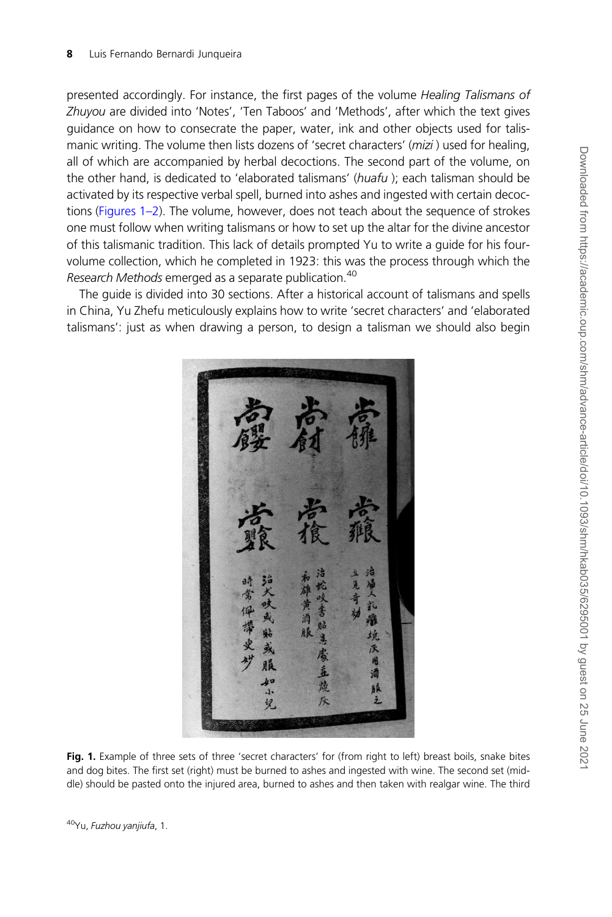presented accordingly. For instance, the first pages of the volume *Healing Talismans of Zhuyou* are divided into 'Notes', 'Ten Taboos' and 'Methods', after which the text gives guidance on how to consecrate the paper, water, ink and other objects used for talismanic writing. The volume then lists dozens of 'secret characters' (*mizi* ) used for healing, all of which are accompanied by herbal decoctions. The second part of the volume, on the other hand, is dedicated to 'elaborated talismans' (*huafu* ); each talisman should be activated by its respective verbal spell, burned into ashes and ingested with certain decoctions (Figures 1–2). The volume, however, does not teach about the sequence of strokes one must follow when writing talismans or how to set up the altar for the divine ancestor of this talismanic tradition. This lack of details prompted Yu to write a guide for his four-volume collection, which he completed in 1923: this was the process through which the *Research Methods* emerged as a separate publication.[40]

The guide is divided into 30 sections. After a historical account of talismans and spells in China, Yu Zhefu meticulously explains how to write 'secret characters' and 'elaborated talismans': just as when drawing a person, to design a talisman we should also begin

**Fig. 1.** Example of three sets of three 'secret characters' for (from right to left) breast boils, snake bites and dog bites. The first set (right) must be burned to ashes and ingested with wine. The second set (middle) should be pasted onto the injured area, burned to ashes and then taken with realgar wine. The third

[40] Yu, *Fuzhou yanjiufa*, 1.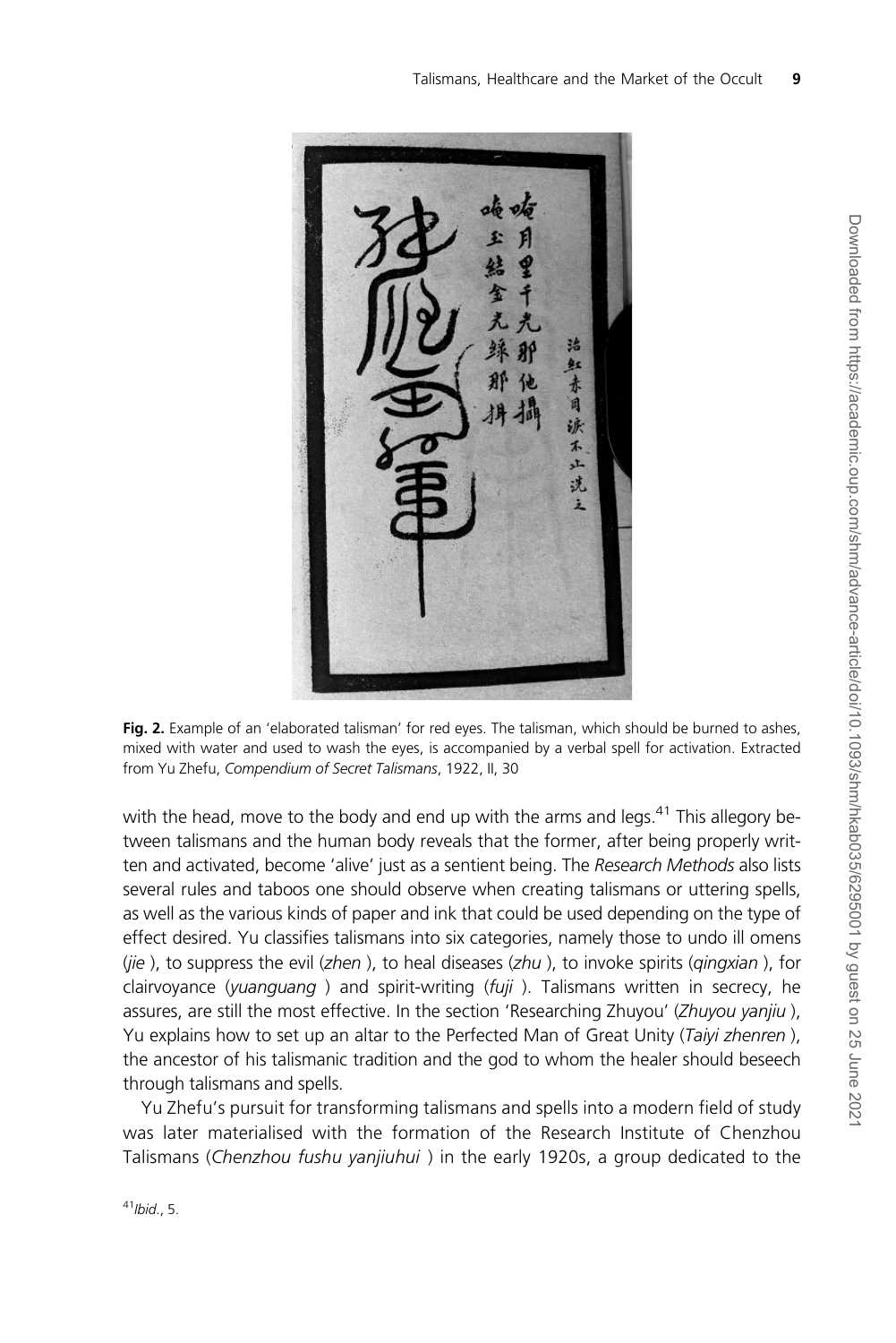**Fig. 2.** Example of an 'elaborated talisman' for red eyes. The talisman, which should be burned to ashes, mixed with water and used to wash the eyes, is accompanied by a verbal spell for activation. Extracted from Yu Zhefu, *Compendium of Secret Talismans*, 1922, II, 30

with the head, move to the body and end up with the arms and legs.[41] This allegory between talismans and the human body reveals that the former, after being properly written and activated, become 'alive' just as a sentient being. The *Research Methods* also lists several rules and taboos one should observe when creating talismans or uttering spells, as well as the various kinds of paper and ink that could be used depending on the type of effect desired. Yu classifies talismans into six categories, namely those to undo ill omens (*jie* ), to suppress the evil (*zhen* ), to heal diseases (*zhu* ), to invoke spirits (*qingxian* ), for clairvoyance (*yuanguang* ) and spirit-writing (*fuji* ). Talismans written in secrecy, he assures, are still the most effective. In the section 'Researching Zhuyou' (*Zhuyou yanjiu* ), Yu explains how to set up an altar to the Perfected Man of Great Unity (*Taiyi zhenren* ), the ancestor of his talismanic tradition and the god to whom the healer should beseech through talismans and spells.

Yu Zhefu's pursuit for transforming talismans and spells into a modern field of study was later materialised with the formation of the Research Institute of Chenzhou Talismans (*Chenzhou fushu yanjiuhui* ) in the early 1920s, a group dedicated to the

[41] *Ibid.*, 5.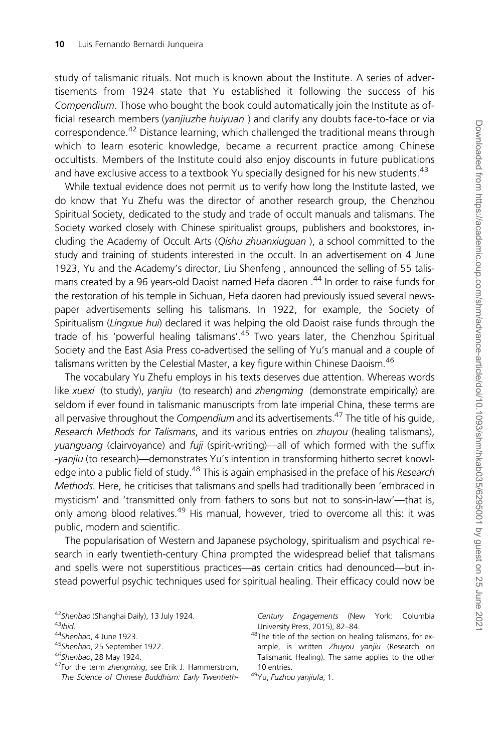study of talismanic rituals. Not much is known about the Institute. A series of advertisements from 1924 state that Yu established it following the success of his *Compendium*. Those who bought the book could automatically join the Institute as official research members (*yanjiuzhe huiyuan* ) and clarify any doubts face-to-face or via correspondence.[42] Distance learning, which challenged the traditional means through which to learn esoteric knowledge, became a recurrent practice among Chinese occultists. Members of the Institute could also enjoy discounts in future publications and have exclusive access to a textbook Yu specially designed for his new students.[43]

While textual evidence does not permit us to verify how long the Institute lasted, we do know that Yu Zhefu was the director of another research group, the Chenzhou Spiritual Society, dedicated to the study and trade of occult manuals and talismans. The Society worked closely with Chinese spiritualist groups, publishers and bookstores, including the Academy of Occult Arts (*Qishu zhuanxiuguan* ), a school committed to the study and training of students interested in the occult. In an advertisement on 4 June 1923, Yu and the Academy's director, Liu Shenfeng , announced the selling of 55 talismans created by a 96 years-old Daoist named Hefa daoren .[44] In order to raise funds for the restoration of his temple in Sichuan, Hefa daoren had previously issued several newspaper advertisements selling his talismans. In 1922, for example, the Society of Spiritualism (*Lingxue hui*) declared it was helping the old Daoist raise funds through the trade of his 'powerful healing talismans'.[45] Two years later, the Chenzhou Spiritual Society and the East Asia Press co-advertised the selling of Yu's manual and a couple of talismans written by the Celestial Master, a key figure within Chinese Daoism.[46]

The vocabulary Yu Zhefu employs in his texts deserves due attention. Whereas words like *xuexi* (to study), *yanjiu* (to research) and *zhengming* (demonstrate empirically) are seldom if ever found in talismanic manuscripts from late imperial China, these terms are all pervasive throughout the *Compendium* and its advertisements.[47] The title of his guide, *Research Methods for Talismans*, and its various entries on *zhuyou* (healing talismans), *yuanguang* (clairvoyance) and *fuji* (spirit-writing)—all of which formed with the suffix *-yanjiu* (to research)—demonstrates Yu's intention in transforming hitherto secret knowledge into a public field of study.[48] This is again emphasised in the preface of his *Research Methods*. Here, he criticises that talismans and spells had traditionally been 'embraced in mysticism' and 'transmitted only from fathers to sons but not to sons-in-law'—that is, only among blood relatives.[49] His manual, however, tried to overcome all this: it was public, modern and scientific.

The popularisation of Western and Japanese psychology, spiritualism and psychical research in early twentieth-century China prompted the widespread belief that talismans and spells were not superstitious practices—as certain critics had denounced—but instead powerful psychic techniques used for spiritual healing. Their efficacy could now be

---

[42] *Shenbao* (Shanghai Daily), 13 July 1924.

[43] *Ibid*.

[44] *Shenbao*, 4 June 1923.

[45] *Shenbao*, 25 September 1922.

[46] *Shenbao*, 28 May 1924.

[47] For the term *zhengming*, see Erik J. Hammerstrom, *The Science of Chinese Buddhism: Early Twentieth-Century Engagements* (New York: Columbia University Press, 2015), 82–84.

[48] The title of the section on healing talismans, for example, is written *Zhuyou yanjiu* (Research on Talismanic Healing). The same applies to the other 10 entries.

[49] Yu, *Fuzhou yanjiufa*, 1.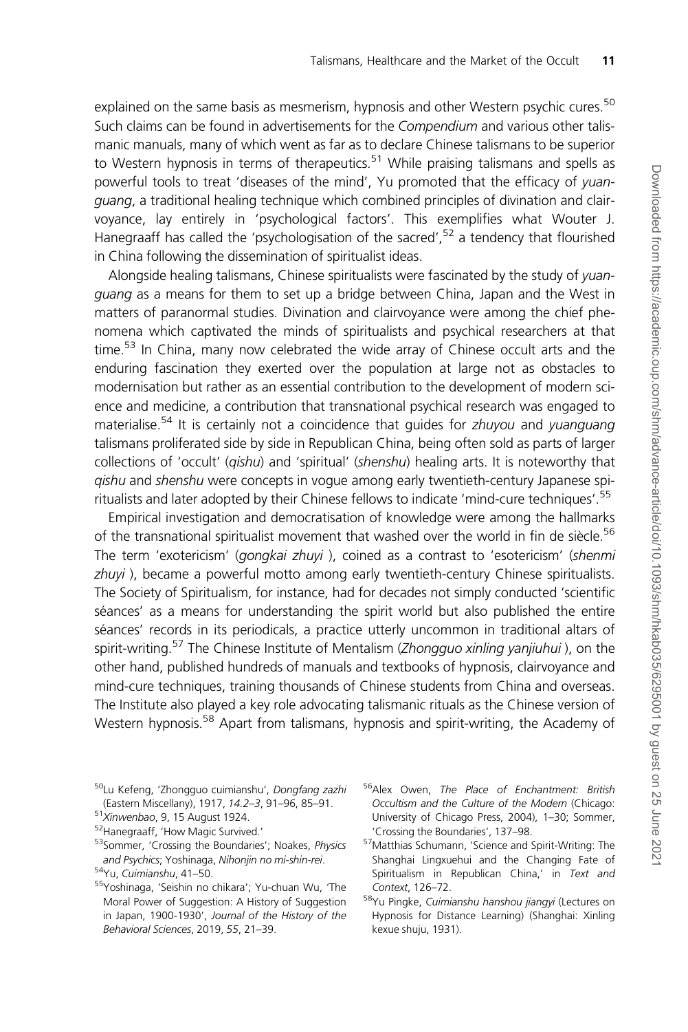explained on the same basis as mesmerism, hypnosis and other Western psychic cures.[50] Such claims can be found in advertisements for the *Compendium* and various other talismanic manuals, many of which went as far as to declare Chinese talismans to be superior to Western hypnosis in terms of therapeutics.[51] While praising talismans and spells as powerful tools to treat 'diseases of the mind', Yu promoted that the efficacy of *yuanguang*, a traditional healing technique which combined principles of divination and clairvoyance, lay entirely in 'psychological factors'. This exemplifies what Wouter J. Hanegraaff has called the 'psychologisation of the sacred',[52] a tendency that flourished in China following the dissemination of spiritualist ideas.

Alongside healing talismans, Chinese spiritualists were fascinated by the study of *yuanguang* as a means for them to set up a bridge between China, Japan and the West in matters of paranormal studies. Divination and clairvoyance were among the chief phenomena which captivated the minds of spiritualists and psychical researchers at that time.[53] In China, many now celebrated the wide array of Chinese occult arts and the enduring fascination they exerted over the population at large not as obstacles to modernisation but rather as an essential contribution to the development of modern science and medicine, a contribution that transnational psychical research was engaged to materialise.[54] It is certainly not a coincidence that guides for *zhuyou* and *yuanguang* talismans proliferated side by side in Republican China, being often sold as parts of larger collections of 'occult' (*qishu*) and 'spiritual' (*shenshu*) healing arts. It is noteworthy that *qishu* and *shenshu* were concepts in vogue among early twentieth-century Japanese spiritualists and later adopted by their Chinese fellows to indicate 'mind-cure techniques'.[55]

Empirical investigation and democratisation of knowledge were among the hallmarks of the transnational spiritualist movement that washed over the world in fin de siècle.[56] The term 'exotericism' (*gongkai zhuyi* ), coined as a contrast to 'esotericism' (*shenmi zhuyi* ), became a powerful motto among early twentieth-century Chinese spiritualists. The Society of Spiritualism, for instance, had for decades not simply conducted 'scientific séances' as a means for understanding the spirit world but also published the entire séances' records in its periodicals, a practice utterly uncommon in traditional altars of spirit-writing.[57] The Chinese Institute of Mentalism (*Zhongguo xinling yanjiuhui* ), on the other hand, published hundreds of manuals and textbooks of hypnosis, clairvoyance and mind-cure techniques, training thousands of Chinese students from China and overseas. The Institute also played a key role advocating talismanic rituals as the Chinese version of Western hypnosis.[58] Apart from talismans, hypnosis and spirit-writing, the Academy of

---

[50] Lu Kefeng, 'Zhongguo cuimianshu', *Dongfang zazhi* (Eastern Miscellany), 1917, *14.2–3*, 91–96, 85–91.

[51] *Xinwenbao*, 9, 15 August 1924.

[52] Hanegraaff, 'How Magic Survived.'

[53] Sommer, 'Crossing the Boundaries'; Noakes, *Physics and Psychics*; Yoshinaga, *Nihonjin no mi-shin-rei*.

[54] Yu, *Cuimianshu*, 41–50.

[55] Yoshinaga, 'Seishin no chikara'; Yu-chuan Wu, 'The Moral Power of Suggestion: A History of Suggestion in Japan, 1900-1930', *Journal of the History of the Behavioral Sciences*, 2019, *55*, 21–39.

[56] Alex Owen, *The Place of Enchantment: British Occultism and the Culture of the Modern* (Chicago: University of Chicago Press, 2004), 1–30; Sommer, 'Crossing the Boundaries', 137–98.

[57] Matthias Schumann, 'Science and Spirit-Writing: The Shanghai Lingxuehui and the Changing Fate of Spiritualism in Republican China,' in *Text and Context*, 126–72.

[58] Yu Pingke, *Cuimianshu hanshou jiangyi* (Lectures on Hypnosis for Distance Learning) (Shanghai: Xinling kexue shuju, 1931).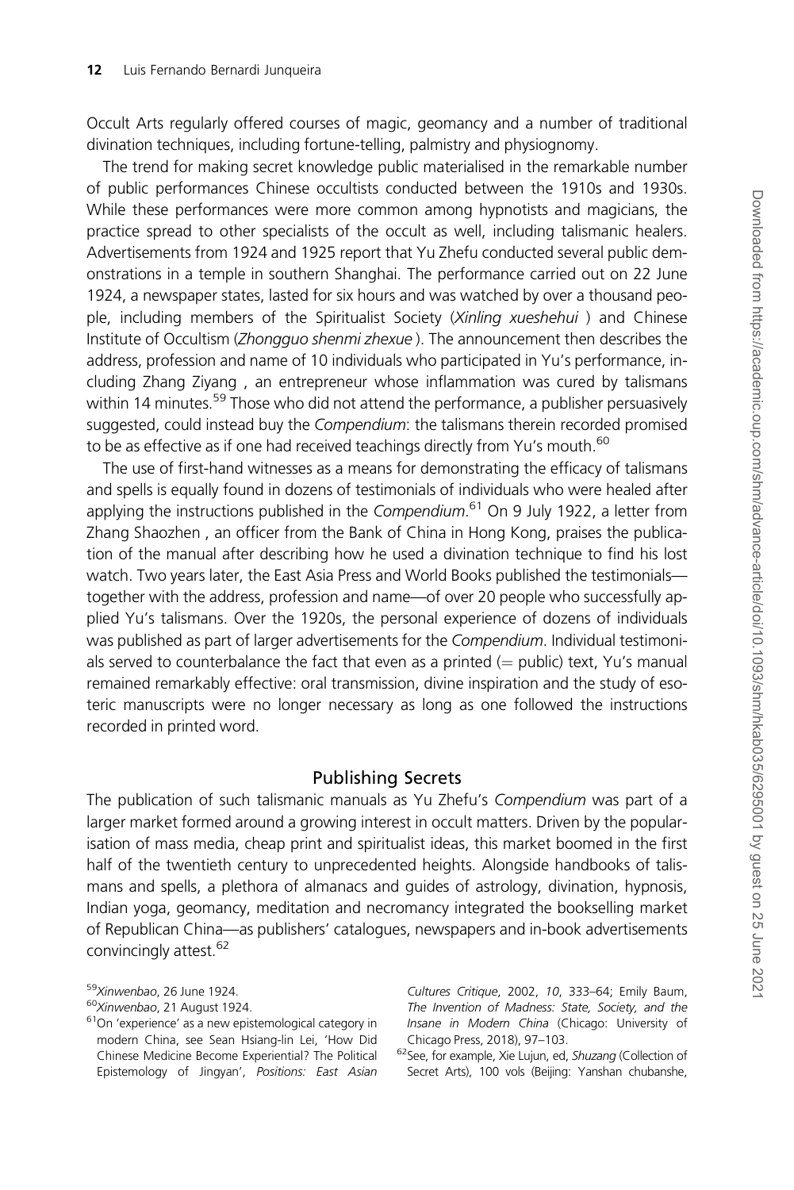Occult Arts regularly offered courses of magic, geomancy and a number of traditional divination techniques, including fortune-telling, palmistry and physiognomy.

The trend for making secret knowledge public materialised in the remarkable number of public performances Chinese occultists conducted between the 1910s and 1930s. While these performances were more common among hypnotists and magicians, the practice spread to other specialists of the occult as well, including talismanic healers. Advertisements from 1924 and 1925 report that Yu Zhefu conducted several public demonstrations in a temple in southern Shanghai. The performance carried out on 22 June 1924, a newspaper states, lasted for six hours and was watched by over a thousand people, including members of the Spiritualist Society (*Xinling xueshehui* ) and Chinese Institute of Occultism (*Zhongguo shenmi zhexue* ). The announcement then describes the address, profession and name of 10 individuals who participated in Yu's performance, including Zhang Ziyang , an entrepreneur whose inflammation was cured by talismans within 14 minutes.[59] Those who did not attend the performance, a publisher persuasively suggested, could instead buy the *Compendium*: the talismans therein recorded promised to be as effective as if one had received teachings directly from Yu's mouth.[60]

The use of first-hand witnesses as a means for demonstrating the efficacy of talismans and spells is equally found in dozens of testimonials of individuals who were healed after applying the instructions published in the *Compendium*.[61] On 9 July 1922, a letter from Zhang Shaozhen , an officer from the Bank of China in Hong Kong, praises the publication of the manual after describing how he used a divination technique to find his lost watch. Two years later, the East Asia Press and World Books published the testimonials—together with the address, profession and name—of over 20 people who successfully applied Yu's talismans. Over the 1920s, the personal experience of dozens of individuals was published as part of larger advertisements for the *Compendium*. Individual testimonials served to counterbalance the fact that even as a printed (= public) text, Yu's manual remained remarkably effective: oral transmission, divine inspiration and the study of esoteric manuscripts were no longer necessary as long as one followed the instructions recorded in printed word.

## Publishing Secrets

The publication of such talismanic manuals as Yu Zhefu's *Compendium* was part of a larger market formed around a growing interest in occult matters. Driven by the popularisation of mass media, cheap print and spiritualist ideas, this market boomed in the first half of the twentieth century to unprecedented heights. Alongside handbooks of talismans and spells, a plethora of almanacs and guides of astrology, divination, hypnosis, Indian yoga, geomancy, meditation and necromancy integrated the bookselling market of Republican China—as publishers' catalogues, newspapers and in-book advertisements convincingly attest.[62]

[59] *Xinwenbao*, 26 June 1924.

[60] *Xinwenbao*, 21 August 1924.

[61] On 'experience' as a new epistemological category in modern China, see Sean Hsiang-lin Lei, 'How Did Chinese Medicine Become Experiential? The Political Epistemology of Jingyan', *Positions: East Asian Cultures Critique*, 2002, *10*, 333–64; Emily Baum, *The Invention of Madness: State, Society, and the Insane in Modern China* (Chicago: University of Chicago Press, 2018), 97–103.

[62] See, for example, Xie Lujun, ed, *Shuzang* (Collection of Secret Arts), 100 vols (Beijing: Yanshan chubanshe,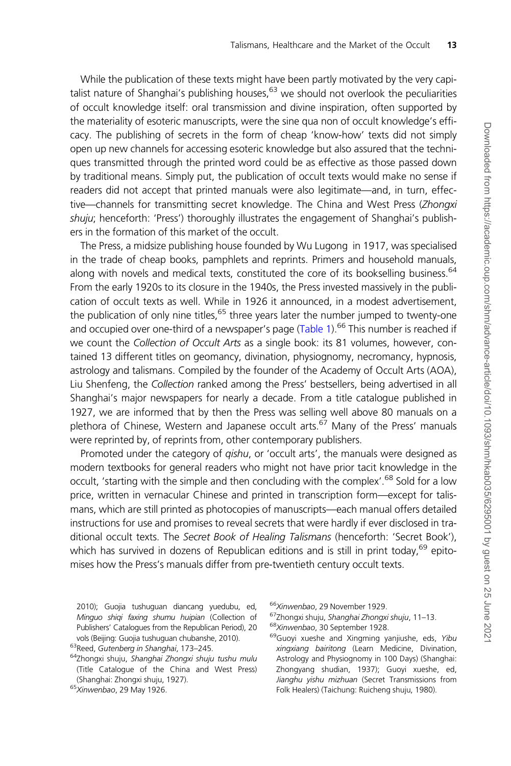While the publication of these texts might have been partly motivated by the very capitalist nature of Shanghai's publishing houses,[63] we should not overlook the peculiarities of occult knowledge itself: oral transmission and divine inspiration, often supported by the materiality of esoteric manuscripts, were the sine qua non of occult knowledge's efficacy. The publishing of secrets in the form of cheap 'know-how' texts did not simply open up new channels for accessing esoteric knowledge but also assured that the techniques transmitted through the printed word could be as effective as those passed down by traditional means. Simply put, the publication of occult texts would make no sense if readers did not accept that printed manuals were also legitimate—and, in turn, effective—channels for transmitting secret knowledge. The China and West Press (*Zhongxi shuju*; henceforth: 'Press') thoroughly illustrates the engagement of Shanghai's publishers in the formation of this market of the occult.

The Press, a midsize publishing house founded by Wu Lugong in 1917, was specialised in the trade of cheap books, pamphlets and reprints. Primers and household manuals, along with novels and medical texts, constituted the core of its bookselling business.[64] From the early 1920s to its closure in the 1940s, the Press invested massively in the publication of occult texts as well. While in 1926 it announced, in a modest advertisement, the publication of only nine titles,[65] three years later the number jumped to twenty-one and occupied over one-third of a newspaper's page (Table 1).[66] This number is reached if we count the *Collection of Occult Arts* as a single book: its 81 volumes, however, contained 13 different titles on geomancy, divination, physiognomy, necromancy, hypnosis, astrology and talismans. Compiled by the founder of the Academy of Occult Arts (AOA), Liu Shenfeng, the *Collection* ranked among the Press' bestsellers, being advertised in all Shanghai's major newspapers for nearly a decade. From a title catalogue published in 1927, we are informed that by then the Press was selling well above 80 manuals on a plethora of Chinese, Western and Japanese occult arts.[67] Many of the Press' manuals were reprinted by, of reprints from, other contemporary publishers.

Promoted under the category of *qishu*, or 'occult arts', the manuals were designed as modern textbooks for general readers who might not have prior tacit knowledge in the occult, 'starting with the simple and then concluding with the complex'.[68] Sold for a low price, written in vernacular Chinese and printed in transcription form—except for talismans, which are still printed as photocopies of manuscripts—each manual offers detailed instructions for use and promises to reveal secrets that were hardly if ever disclosed in traditional occult texts. The *Secret Book of Healing Talismans* (henceforth: 'Secret Book'), which has survived in dozens of Republican editions and is still in print today,[69] epitomises how the Press's manuals differ from pre-twentieth century occult texts.

2010); Guojia tushuguan diancang yuedubu, ed, *Minguo shiqi faxing shumu huipian* (Collection of Publishers' Catalogues from the Republican Period), 20 vols (Beijing: Guojia tushuguan chubanshe, 2010).

[63] Reed, *Gutenberg in Shanghai*, 173–245.

[64] Zhongxi shuju, *Shanghai Zhongxi shuju tushu mulu* (Title Catalogue of the China and West Press) (Shanghai: Zhongxi shuju, 1927).

[65] *Xinwenbao*, 29 May 1926.

[66] *Xinwenbao*, 29 November 1929.

[67] Zhongxi shuju, *Shanghai Zhongxi shuju*, 11–13.

[68] *Xinwenbao*, 30 September 1928.

[69] Guoyi xueshe and Xingming yanjiushe, eds, *Yibu xingxiang bairitong* (Learn Medicine, Divination, Astrology and Physiognomy in 100 Days) (Shanghai: Zhongyang shudian, 1937); Guoyi xueshe, ed, *Jianghu yishu mizhuan* (Secret Transmissions from Folk Healers) (Taichung: Ruicheng shuju, 1980).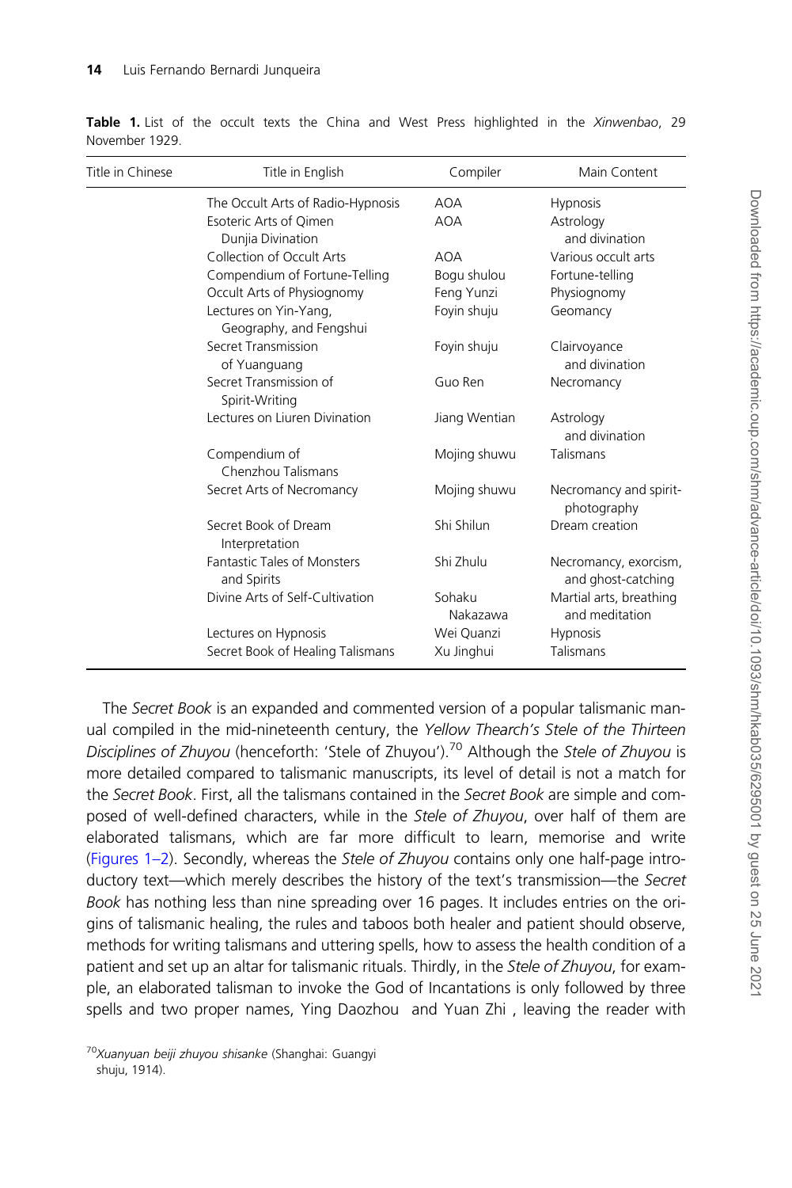**Table 1.** List of the occult texts the China and West Press highlighted in the *Xinwenbao*, 29 November 1929.

| Title in Chinese | Title in English | Compiler | Main Content |
|---|---|---|---|
| | The Occult Arts of Radio-Hypnosis | AOA | Hypnosis |
| | Esoteric Arts of Qimen Dunjia Divination | AOA | Astrology and divination |
| | Collection of Occult Arts | AOA | Various occult arts |
| | Compendium of Fortune-Telling | Bogu shulou | Fortune-telling |
| | Occult Arts of Physiognomy | Feng Yunzi | Physiognomy |
| | Lectures on Yin-Yang, Geography, and Fengshui | Foyin shuju | Geomancy |
| | Secret Transmission of Yuanguang | Foyin shuju | Clairvoyance and divination |
| | Secret Transmission of Spirit-Writing | Guo Ren | Necromancy |
| | Lectures on Liuren Divination | Jiang Wentian | Astrology and divination |
| | Compendium of Chenzhou Talismans | Mojing shuwu | Talismans |
| | Secret Arts of Necromancy | Mojing shuwu | Necromancy and spirit-photography |
| | Secret Book of Dream Interpretation | Shi Shilun | Dream creation |
| | Fantastic Tales of Monsters and Spirits | Shi Zhulu | Necromancy, exorcism, and ghost-catching |
| | Divine Arts of Self-Cultivation | Sohaku Nakazawa | Martial arts, breathing and meditation |
| | Lectures on Hypnosis | Wei Quanzi | Hypnosis |
| | Secret Book of Healing Talismans | Xu Jinghui | Talismans |

The *Secret Book* is an expanded and commented version of a popular talismanic manual compiled in the mid-nineteenth century, the *Yellow Thearch's Stele of the Thirteen Disciplines of Zhuyou* (henceforth: 'Stele of Zhuyou').[70] Although the *Stele of Zhuyou* is more detailed compared to talismanic manuscripts, its level of detail is not a match for the *Secret Book*. First, all the talismans contained in the *Secret Book* are simple and composed of well-defined characters, while in the *Stele of Zhuyou*, over half of them are elaborated talismans, which are far more difficult to learn, memorise and write (Figures 1–2). Secondly, whereas the *Stele of Zhuyou* contains only one half-page introductory text—which merely describes the history of the text's transmission—the *Secret Book* has nothing less than nine spreading over 16 pages. It includes entries on the origins of talismanic healing, the rules and taboos both healer and patient should observe, methods for writing talismans and uttering spells, how to assess the health condition of a patient and set up an altar for talismanic rituals. Thirdly, in the *Stele of Zhuyou*, for example, an elaborated talisman to invoke the God of Incantations is only followed by three spells and two proper names, Ying Daozhou and Yuan Zhi , leaving the reader with

[70]*Xuanyuan beiji zhuyou shisanke* (Shanghai: Guangyi shuju, 1914).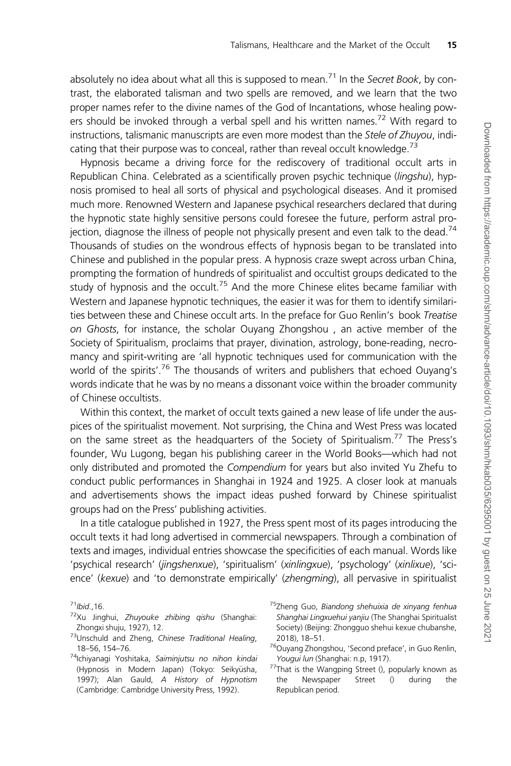absolutely no idea about what all this is supposed to mean.[71] In the *Secret Book*, by contrast, the elaborated talisman and two spells are removed, and we learn that the two proper names refer to the divine names of the God of Incantations, whose healing powers should be invoked through a verbal spell and his written names.[72] With regard to instructions, talismanic manuscripts are even more modest than the *Stele of Zhuyou*, indicating that their purpose was to conceal, rather than reveal occult knowledge.[73]

Hypnosis became a driving force for the rediscovery of traditional occult arts in Republican China. Celebrated as a scientifically proven psychic technique (*lingshu*), hypnosis promised to heal all sorts of physical and psychological diseases. And it promised much more. Renowned Western and Japanese psychical researchers declared that during the hypnotic state highly sensitive persons could foresee the future, perform astral projection, diagnose the illness of people not physically present and even talk to the dead.[74] Thousands of studies on the wondrous effects of hypnosis began to be translated into Chinese and published in the popular press. A hypnosis craze swept across urban China, prompting the formation of hundreds of spiritualist and occultist groups dedicated to the study of hypnosis and the occult.[75] And the more Chinese elites became familiar with Western and Japanese hypnotic techniques, the easier it was for them to identify similarities between these and Chinese occult arts. In the preface for Guo Renlin's book *Treatise on Ghosts*, for instance, the scholar Ouyang Zhongshou , an active member of the Society of Spiritualism, proclaims that prayer, divination, astrology, bone-reading, necromancy and spirit-writing are 'all hypnotic techniques used for communication with the world of the spirits'.[76] The thousands of writers and publishers that echoed Ouyang's words indicate that he was by no means a dissonant voice within the broader community of Chinese occultists.

Within this context, the market of occult texts gained a new lease of life under the auspices of the spiritualist movement. Not surprising, the China and West Press was located on the same street as the headquarters of the Society of Spiritualism.[77] The Press's founder, Wu Lugong, began his publishing career in the World Books—which had not only distributed and promoted the *Compendium* for years but also invited Yu Zhefu to conduct public performances in Shanghai in 1924 and 1925. A closer look at manuals and advertisements shows the impact ideas pushed forward by Chinese spiritualist groups had on the Press' publishing activities.

In a title catalogue published in 1927, the Press spent most of its pages introducing the occult texts it had long advertised in commercial newspapers. Through a combination of texts and images, individual entries showcase the specificities of each manual. Words like 'psychical research' (*jingshenxue*), 'spiritualism' (*xinlingxue*), 'psychology' (*xinlixue*), 'science' (*kexue*) and 'to demonstrate empirically' (*zhengming*), all pervasive in spiritualist

---

[71] *Ibid.*,16.

[72] Xu Jinghui, *Zhuyouke zhibing qishu* (Shanghai: Zhongxi shuju, 1927), 12.

[73] Unschuld and Zheng, *Chinese Traditional Healing*, 18–56, 154–76.

[74] Ichiyanagi Yoshitaka, *Saiminjutsu no nihon kindai* (Hypnosis in Modern Japan) (Tokyo: Seikyūsha, 1997); Alan Gauld, *A History of Hypnotism* (Cambridge: Cambridge University Press, 1992).

[75] Zheng Guo, *Biandong shehuixia de xinyang fenhua Shanghai Lingxuehui yanjiu* (The Shanghai Spiritualist Society) (Beijing: Zhongguo shehui kexue chubanshe, 2018), 18–51.

[76] Ouyang Zhongshou, 'Second preface', in Guo Renlin, *Yougui lun* (Shanghai: n.p, 1917).

[77] That is the Wangping Street (), popularly known as the Newspaper Street () during the Republican period.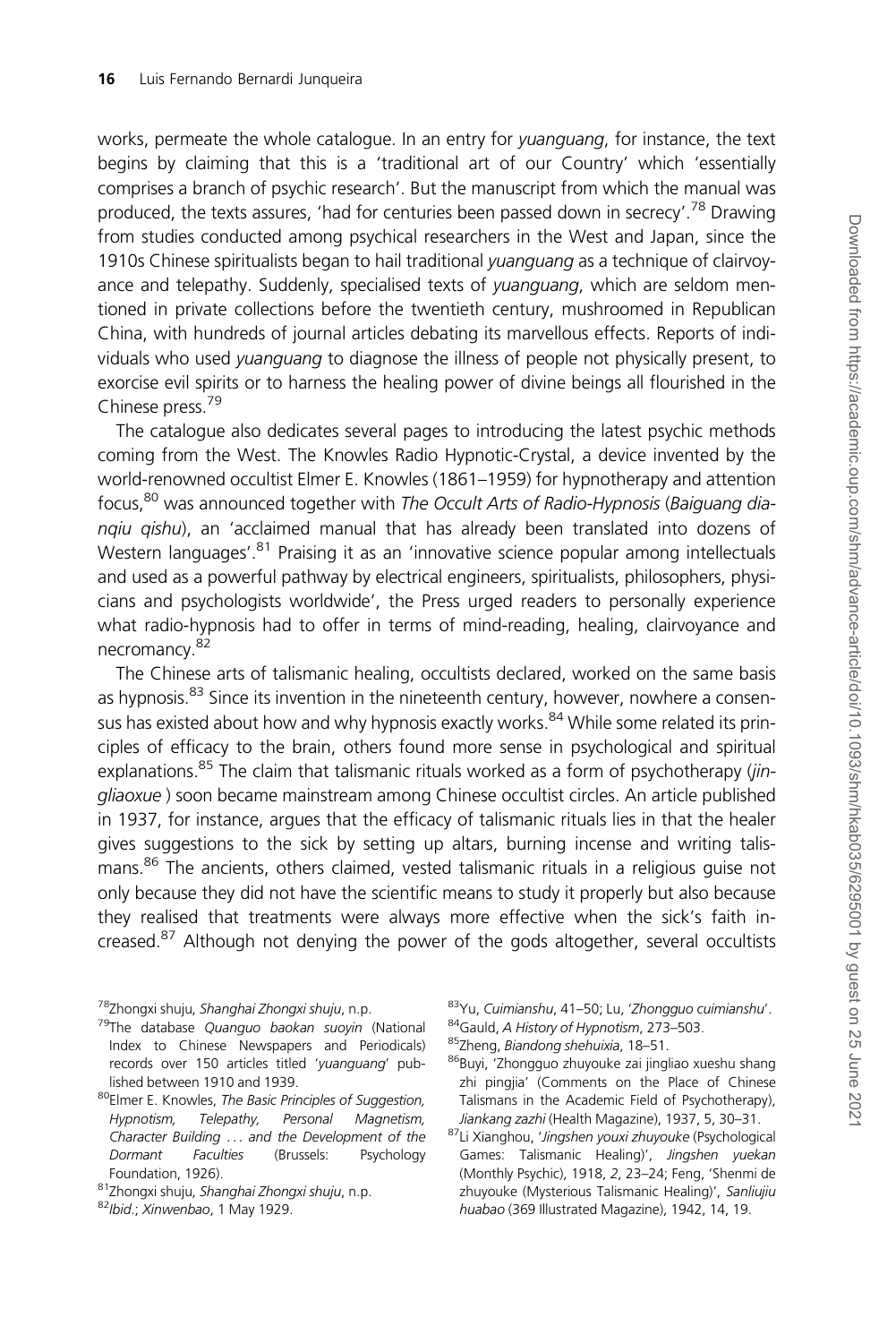works, permeate the whole catalogue. In an entry for *yuanguang*, for instance, the text begins by claiming that this is a 'traditional art of our Country' which 'essentially comprises a branch of psychic research'. But the manuscript from which the manual was produced, the texts assures, 'had for centuries been passed down in secrecy'.[78] Drawing from studies conducted among psychical researchers in the West and Japan, since the 1910s Chinese spiritualists began to hail traditional *yuanguang* as a technique of clairvoyance and telepathy. Suddenly, specialised texts of *yuanguang*, which are seldom mentioned in private collections before the twentieth century, mushroomed in Republican China, with hundreds of journal articles debating its marvellous effects. Reports of individuals who used *yuanguang* to diagnose the illness of people not physically present, to exorcise evil spirits or to harness the healing power of divine beings all flourished in the Chinese press.[79]

The catalogue also dedicates several pages to introducing the latest psychic methods coming from the West. The Knowles Radio Hypnotic-Crystal, a device invented by the world-renowned occultist Elmer E. Knowles (1861–1959) for hypnotherapy and attention focus,[80] was announced together with *The Occult Arts of Radio-Hypnosis* (*Baiguang dianqiu qishu*), an 'acclaimed manual that has already been translated into dozens of Western languages'.[81] Praising it as an 'innovative science popular among intellectuals and used as a powerful pathway by electrical engineers, spiritualists, philosophers, physicians and psychologists worldwide', the Press urged readers to personally experience what radio-hypnosis had to offer in terms of mind-reading, healing, clairvoyance and necromancy.[82]

The Chinese arts of talismanic healing, occultists declared, worked on the same basis as hypnosis.[83] Since its invention in the nineteenth century, however, nowhere a consensus has existed about how and why hypnosis exactly works.[84] While some related its principles of efficacy to the brain, others found more sense in psychological and spiritual explanations.[85] The claim that talismanic rituals worked as a form of psychotherapy (*jingliaoxue* ) soon became mainstream among Chinese occultist circles. An article published in 1937, for instance, argues that the efficacy of talismanic rituals lies in that the healer gives suggestions to the sick by setting up altars, burning incense and writing talismans.[86] The ancients, others claimed, vested talismanic rituals in a religious guise not only because they did not have the scientific means to study it properly but also because they realised that treatments were always more effective when the sick's faith increased.[87] Although not denying the power of the gods altogether, several occultists

---

[78] Zhongxi shuju, *Shanghai Zhongxi shuju*, n.p.

[79] The database *Quanguo baokan suoyin* (National Index to Chinese Newspapers and Periodicals) records over 150 articles titled '*yuanguang*' published between 1910 and 1939.

[80] Elmer E. Knowles, *The Basic Principles of Suggestion, Hypnotism, Telepathy, Personal Magnetism, Character Building ... and the Development of the Dormant Faculties* (Brussels: Psychology Foundation, 1926).

[81] Zhongxi shuju, *Shanghai Zhongxi shuju*, n.p.

[82] *Ibid.*; *Xinwenbao*, 1 May 1929.

[83] Yu, *Cuimianshu*, 41–50; Lu, '*Zhongguo cuimianshu*'.

[84] Gauld, *A History of Hypnotism*, 273–503.

[85] Zheng, *Biandong shehuixia*, 18–51.

[86] Buyi, 'Zhongguo zhuyouke zai jingliao xueshu shang zhi pingjia' (Comments on the Place of Chinese Talismans in the Academic Field of Psychotherapy), *Jiankang zazhi* (Health Magazine), 1937, 5, 30–31.

[87] Li Xianghou, '*Jingshen youxi zhuyouke* (Psychological Games: Talismanic Healing)', *Jingshen yuekan* (Monthly Psychic), 1918, 2, 23–24; Feng, 'Shenmi de zhuyouke (Mysterious Talismanic Healing)', *Sanliujiu huabao* (369 Illustrated Magazine), 1942, 14, 19.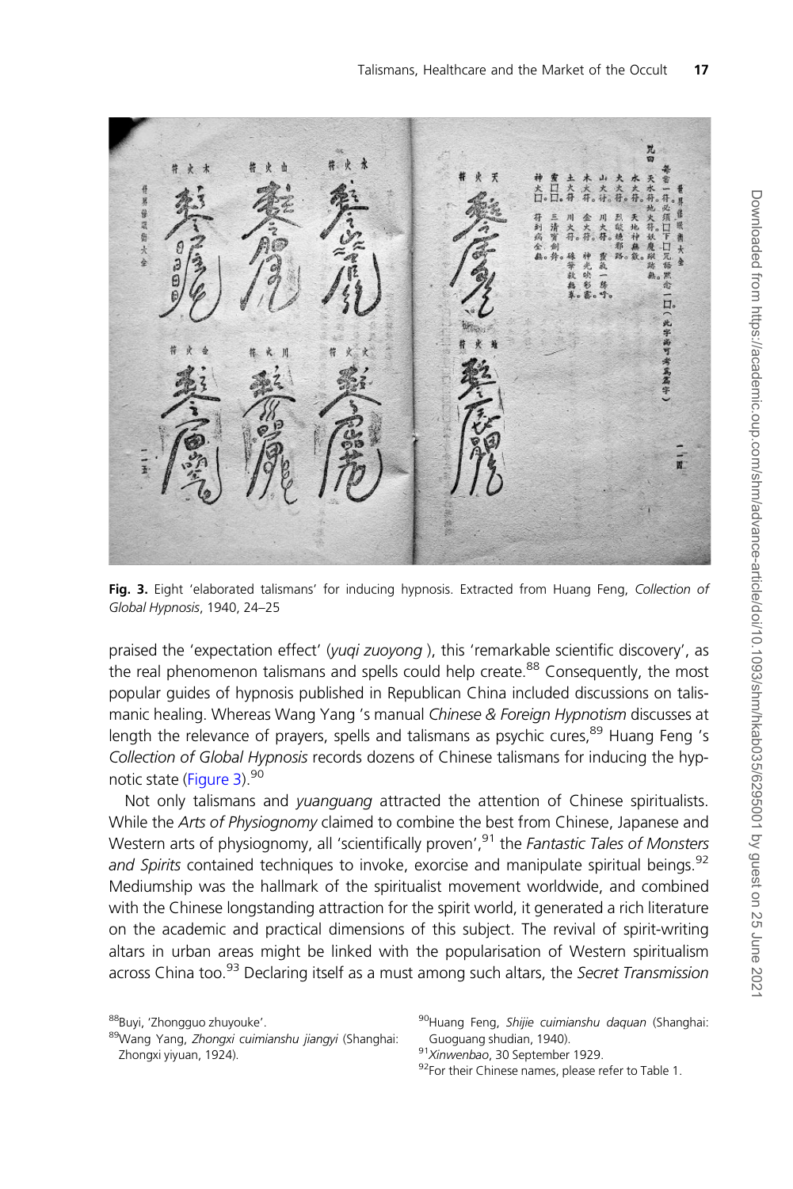**Fig. 3.** Eight 'elaborated talismans' for inducing hypnosis. Extracted from Huang Feng, *Collection of Global Hypnosis*, 1940, 24–25

praised the 'expectation effect' (*yuqi zuoyong* ), this 'remarkable scientific discovery', as the real phenomenon talismans and spells could help create.[88] Consequently, the most popular guides of hypnosis published in Republican China included discussions on talismanic healing. Whereas Wang Yang 's manual *Chinese & Foreign Hypnotism* discusses at length the relevance of prayers, spells and talismans as psychic cures,[89] Huang Feng 's *Collection of Global Hypnosis* records dozens of Chinese talismans for inducing the hypnotic state (Figure 3).[90]

Not only talismans and *yuanguang* attracted the attention of Chinese spiritualists. While the *Arts of Physiognomy* claimed to combine the best from Chinese, Japanese and Western arts of physiognomy, all 'scientifically proven',[91] the *Fantastic Tales of Monsters and Spirits* contained techniques to invoke, exorcise and manipulate spiritual beings.[92] Mediumship was the hallmark of the spiritualist movement worldwide, and combined with the Chinese longstanding attraction for the spirit world, it generated a rich literature on the academic and practical dimensions of this subject. The revival of spirit-writing altars in urban areas might be linked with the popularisation of Western spiritualism across China too.[93] Declaring itself as a must among such altars, the *Secret Transmission*

[88] Buyi, 'Zhongguo zhuyouke'.

[89] Wang Yang, *Zhongxi cuimianshu jiangyi* (Shanghai: Zhongxi yiyuan, 1924).

[90] Huang Feng, *Shijie cuimianshu daquan* (Shanghai: Guoguang shudian, 1940).

[91] *Xinwenbao*, 30 September 1929.

[92] For their Chinese names, please refer to Table 1.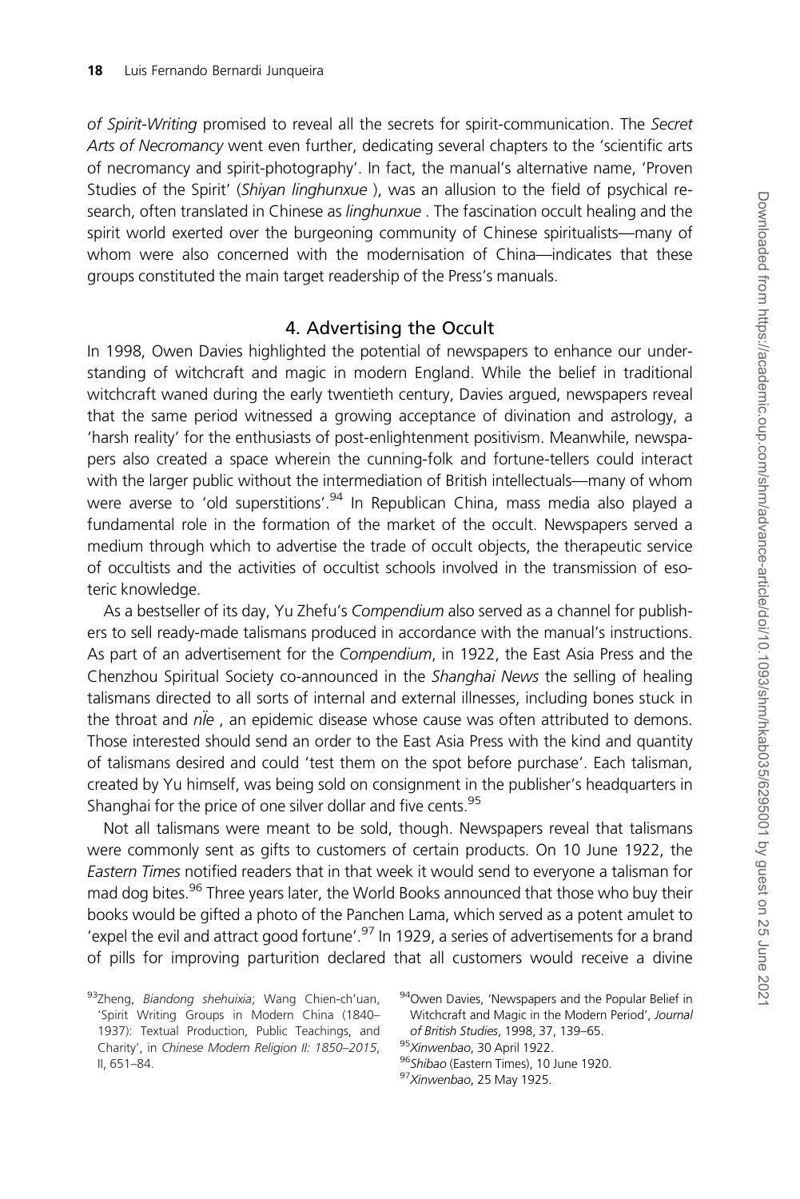*of Spirit-Writing* promised to reveal all the secrets for spirit-communication. The *Secret Arts of Necromancy* went even further, dedicating several chapters to the 'scientific arts of necromancy and spirit-photography'. In fact, the manual's alternative name, 'Proven Studies of the Spirit' (*Shiyan linghunxue* ), was an allusion to the field of psychical research, often translated in Chinese as *linghunxue* . The fascination occult healing and the spirit world exerted over the burgeoning community of Chinese spiritualists—many of whom were also concerned with the modernisation of China—indicates that these groups constituted the main target readership of the Press's manuals.

## 4. Advertising the Occult

In 1998, Owen Davies highlighted the potential of newspapers to enhance our understanding of witchcraft and magic in modern England. While the belief in traditional witchcraft waned during the early twentieth century, Davies argued, newspapers reveal that the same period witnessed a growing acceptance of divination and astrology, a 'harsh reality' for the enthusiasts of post-enlightenment positivism. Meanwhile, newspapers also created a space wherein the cunning-folk and fortune-tellers could interact with the larger public without the intermediation of British intellectuals—many of whom were averse to 'old superstitions'.[94] In Republican China, mass media also played a fundamental role in the formation of the market of the occult. Newspapers served a medium through which to advertise the trade of occult objects, the therapeutic service of occultists and the activities of occultist schools involved in the transmission of esoteric knowledge.

As a bestseller of its day, Yu Zhefu's *Compendium* also served as a channel for publishers to sell ready-made talismans produced in accordance with the manual's instructions. As part of an advertisement for the *Compendium*, in 1922, the East Asia Press and the Chenzhou Spiritual Society co-announced in the *Shanghai News* the selling of healing talismans directed to all sorts of internal and external illnesses, including bones stuck in the throat and *nüe* , an epidemic disease whose cause was often attributed to demons. Those interested should send an order to the East Asia Press with the kind and quantity of talismans desired and could 'test them on the spot before purchase'. Each talisman, created by Yu himself, was being sold on consignment in the publisher's headquarters in Shanghai for the price of one silver dollar and five cents.[95]

Not all talismans were meant to be sold, though. Newspapers reveal that talismans were commonly sent as gifts to customers of certain products. On 10 June 1922, the *Eastern Times* notified readers that in that week it would send to everyone a talisman for mad dog bites.[96] Three years later, the World Books announced that those who buy their books would be gifted a photo of the Panchen Lama, which served as a potent amulet to 'expel the evil and attract good fortune'.[97] In 1929, a series of advertisements for a brand of pills for improving parturition declared that all customers would receive a divine

[93] Zheng, *Biandong shehuixia*; Wang Chien-ch'uan, 'Spirit Writing Groups in Modern China (1840–1937): Textual Production, Public Teachings, and Charity', in *Chinese Modern Religion II: 1850–2015*, II, 651–84.

[94] Owen Davies, 'Newspapers and the Popular Belief in Witchcraft and Magic in the Modern Period', *Journal of British Studies*, 1998, 37, 139–65.

[95] *Xinwenbao*, 30 April 1922.

[96] *Shibao* (Eastern Times), 10 June 1920.

[97] *Xinwenbao*, 25 May 1925.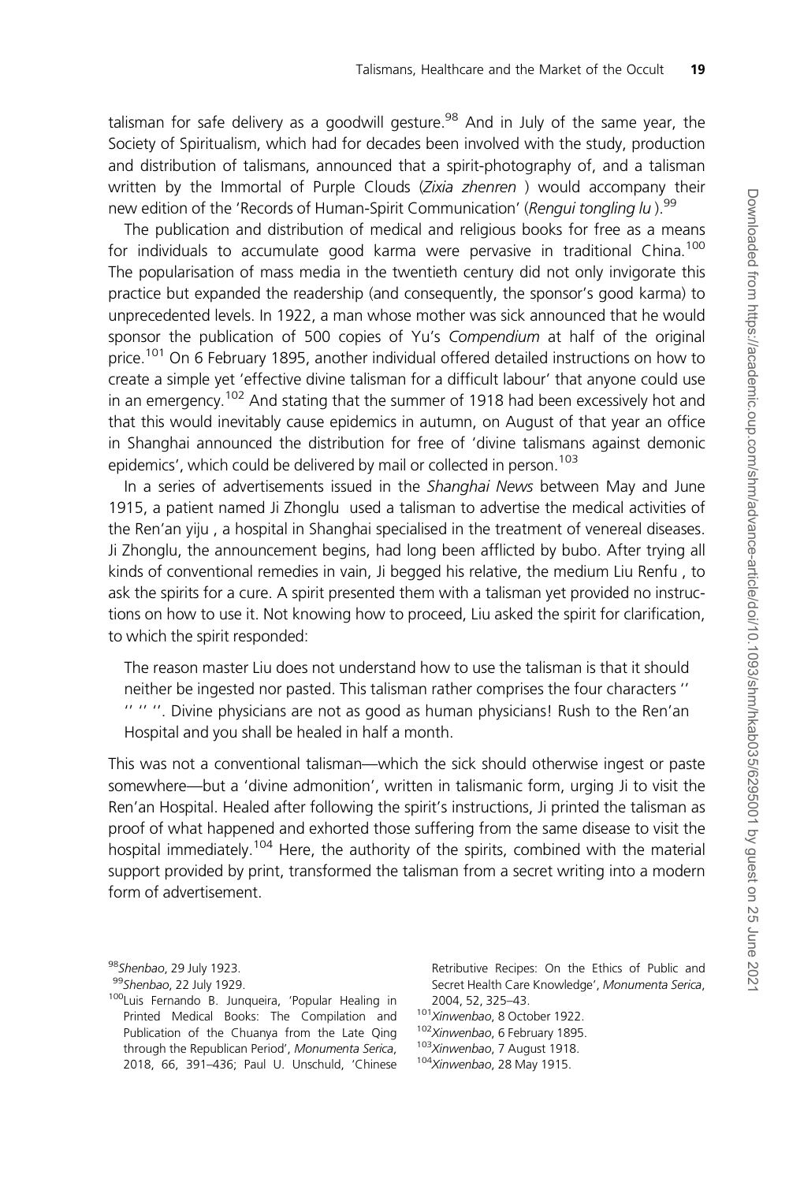talisman for safe delivery as a goodwill gesture.[98] And in July of the same year, the Society of Spiritualism, which had for decades been involved with the study, production and distribution of talismans, announced that a spirit-photography of, and a talisman written by the Immortal of Purple Clouds (*Zixia zhenren* ) would accompany their new edition of the 'Records of Human-Spirit Communication' (*Rengui tongling lu* ).[99]

The publication and distribution of medical and religious books for free as a means for individuals to accumulate good karma were pervasive in traditional China.[100] The popularisation of mass media in the twentieth century did not only invigorate this practice but expanded the readership (and consequently, the sponsor's good karma) to unprecedented levels. In 1922, a man whose mother was sick announced that he would sponsor the publication of 500 copies of Yu's *Compendium* at half of the original price.[101] On 6 February 1895, another individual offered detailed instructions on how to create a simple yet 'effective divine talisman for a difficult labour' that anyone could use in an emergency.[102] And stating that the summer of 1918 had been excessively hot and that this would inevitably cause epidemics in autumn, on August of that year an office in Shanghai announced the distribution for free of 'divine talismans against demonic epidemics', which could be delivered by mail or collected in person.[103]

In a series of advertisements issued in the *Shanghai News* between May and June 1915, a patient named Ji Zhonglu  used a talisman to advertise the medical activities of the Ren'an yiju , a hospital in Shanghai specialised in the treatment of venereal diseases. Ji Zhonglu, the announcement begins, had long been afflicted by bubo. After trying all kinds of conventional remedies in vain, Ji begged his relative, the medium Liu Renfu , to ask the spirits for a cure. A spirit presented them with a talisman yet provided no instructions on how to use it. Not knowing how to proceed, Liu asked the spirit for clarification, to which the spirit responded:

> The reason master Liu does not understand how to use the talisman is that it should neither be ingested nor pasted. This talisman rather comprises the four characters '' '' '' ''. Divine physicians are not as good as human physicians! Rush to the Ren'an Hospital and you shall be healed in half a month.

This was not a conventional talisman—which the sick should otherwise ingest or paste somewhere—but a 'divine admonition', written in talismanic form, urging Ji to visit the Ren'an Hospital. Healed after following the spirit's instructions, Ji printed the talisman as proof of what happened and exhorted those suffering from the same disease to visit the hospital immediately.[104] Here, the authority of the spirits, combined with the material support provided by print, transformed the talisman from a secret writing into a modern form of advertisement.

[98] *Shenbao*, 29 July 1923.

[99] *Shenbao*, 22 July 1929.

[100] Luis Fernando B. Junqueira, 'Popular Healing in Printed Medical Books: The Compilation and Publication of the Chuanya from the Late Qing through the Republican Period', *Monumenta Serica*, 2018, 66, 391–436; Paul U. Unschuld, 'Chinese Retributive Recipes: On the Ethics of Public and Secret Health Care Knowledge', *Monumenta Serica*, 2004, 52, 325–43.

[101] *Xinwenbao*, 8 October 1922.

[102] *Xinwenbao*, 6 February 1895.

[103] *Xinwenbao*, 7 August 1918.

[104] *Xinwenbao*, 28 May 1915.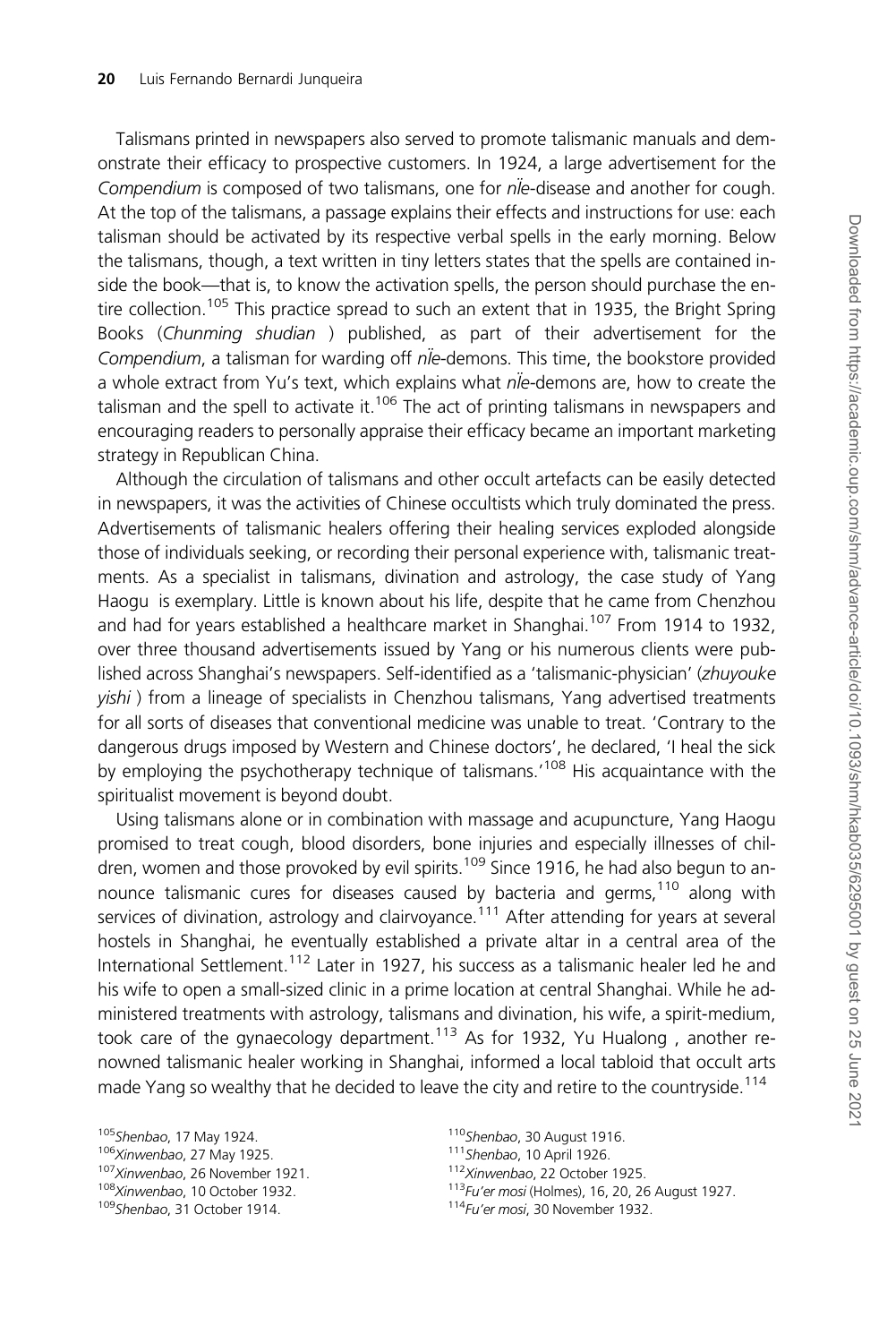Talismans printed in newspapers also served to promote talismanic manuals and demonstrate their efficacy to prospective customers. In 1924, a large advertisement for the *Compendium* is composed of two talismans, one for *nüe*-disease and another for cough. At the top of the talismans, a passage explains their effects and instructions for use: each talisman should be activated by its respective verbal spells in the early morning. Below the talismans, though, a text written in tiny letters states that the spells are contained inside the book—that is, to know the activation spells, the person should purchase the entire collection.[105] This practice spread to such an extent that in 1935, the Bright Spring Books (*Chunming shudian* ) published, as part of their advertisement for the *Compendium*, a talisman for warding off *nüe*-demons. This time, the bookstore provided a whole extract from Yu's text, which explains what *nüe*-demons are, how to create the talisman and the spell to activate it.[106] The act of printing talismans in newspapers and encouraging readers to personally appraise their efficacy became an important marketing strategy in Republican China.

Although the circulation of talismans and other occult artefacts can be easily detected in newspapers, it was the activities of Chinese occultists which truly dominated the press. Advertisements of talismanic healers offering their healing services exploded alongside those of individuals seeking, or recording their personal experience with, talismanic treatments. As a specialist in talismans, divination and astrology, the case study of Yang Haogu is exemplary. Little is known about his life, despite that he came from Chenzhou and had for years established a healthcare market in Shanghai.[107] From 1914 to 1932, over three thousand advertisements issued by Yang or his numerous clients were published across Shanghai's newspapers. Self-identified as a 'talismanic-physician' (*zhuyouke yishi* ) from a lineage of specialists in Chenzhou talismans, Yang advertised treatments for all sorts of diseases that conventional medicine was unable to treat. 'Contrary to the dangerous drugs imposed by Western and Chinese doctors', he declared, 'I heal the sick by employing the psychotherapy technique of talismans.'[108] His acquaintance with the spiritualist movement is beyond doubt.

Using talismans alone or in combination with massage and acupuncture, Yang Haogu promised to treat cough, blood disorders, bone injuries and especially illnesses of children, women and those provoked by evil spirits.[109] Since 1916, he had also begun to announce talismanic cures for diseases caused by bacteria and germs,[110] along with services of divination, astrology and clairvoyance.[111] After attending for years at several hostels in Shanghai, he eventually established a private altar in a central area of the International Settlement.[112] Later in 1927, his success as a talismanic healer led he and his wife to open a small-sized clinic in a prime location at central Shanghai. While he administered treatments with astrology, talismans and divination, his wife, a spirit-medium, took care of the gynaecology department.[113] As for 1932, Yu Hualong , another renowned talismanic healer working in Shanghai, informed a local tabloid that occult arts made Yang so wealthy that he decided to leave the city and retire to the countryside.[114]

[105] *Shenbao*, 17 May 1924.
[106] *Xinwenbao*, 27 May 1925.
[107] *Xinwenbao*, 26 November 1921.
[108] *Xinwenbao*, 10 October 1932.
[109] *Shenbao*, 31 October 1914.
[110] *Shenbao*, 30 August 1916.
[111] *Shenbao*, 10 April 1926.
[112] *Xinwenbao*, 22 October 1925.
[113] *Fu'er mosi* (Holmes), 16, 20, 26 August 1927.
[114] *Fu'er mosi*, 30 November 1932.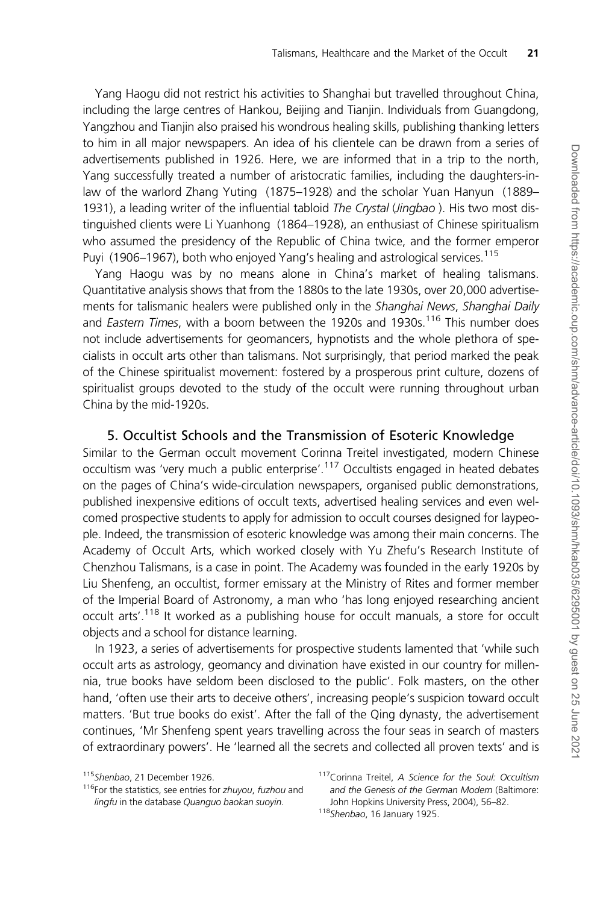Yang Haogu did not restrict his activities to Shanghai but travelled throughout China, including the large centres of Hankou, Beijing and Tianjin. Individuals from Guangdong, Yangzhou and Tianjin also praised his wondrous healing skills, publishing thanking letters to him in all major newspapers. An idea of his clientele can be drawn from a series of advertisements published in 1926. Here, we are informed that in a trip to the north, Yang successfully treated a number of aristocratic families, including the daughters-in-law of the warlord Zhang Yuting (1875–1928) and the scholar Yuan Hanyun (1889–1931), a leading writer of the influential tabloid *The Crystal* (*Jingbao* ). His two most distinguished clients were Li Yuanhong (1864–1928), an enthusiast of Chinese spiritualism who assumed the presidency of the Republic of China twice, and the former emperor Puyi (1906–1967), both who enjoyed Yang's healing and astrological services.[115]

Yang Haogu was by no means alone in China's market of healing talismans. Quantitative analysis shows that from the 1880s to the late 1930s, over 20,000 advertisements for talismanic healers were published only in the *Shanghai News*, *Shanghai Daily* and *Eastern Times*, with a boom between the 1920s and 1930s.[116] This number does not include advertisements for geomancers, hypnotists and the whole plethora of specialists in occult arts other than talismans. Not surprisingly, that period marked the peak of the Chinese spiritualist movement: fostered by a prosperous print culture, dozens of spiritualist groups devoted to the study of the occult were running throughout urban China by the mid-1920s.

## 5. Occultist Schools and the Transmission of Esoteric Knowledge

Similar to the German occult movement Corinna Treitel investigated, modern Chinese occultism was 'very much a public enterprise'.[117] Occultists engaged in heated debates on the pages of China's wide-circulation newspapers, organised public demonstrations, published inexpensive editions of occult texts, advertised healing services and even welcomed prospective students to apply for admission to occult courses designed for laypeople. Indeed, the transmission of esoteric knowledge was among their main concerns. The Academy of Occult Arts, which worked closely with Yu Zhefu's Research Institute of Chenzhou Talismans, is a case in point. The Academy was founded in the early 1920s by Liu Shenfeng, an occultist, former emissary at the Ministry of Rites and former member of the Imperial Board of Astronomy, a man who 'has long enjoyed researching ancient occult arts'.[118] It worked as a publishing house for occult manuals, a store for occult objects and a school for distance learning.

In 1923, a series of advertisements for prospective students lamented that 'while such occult arts as astrology, geomancy and divination have existed in our country for millennia, true books have seldom been disclosed to the public'. Folk masters, on the other hand, 'often use their arts to deceive others', increasing people's suspicion toward occult matters. 'But true books do exist'. After the fall of the Qing dynasty, the advertisement continues, 'Mr Shenfeng spent years travelling across the four seas in search of masters of extraordinary powers'. He 'learned all the secrets and collected all proven texts' and is

[115] *Shenbao*, 21 December 1926.

[116] For the statistics, see entries for *zhuyou*, *fuzhou* and *lingfu* in the database *Quanguo baokan suoyin*.

[117] Corinna Treitel, *A Science for the Soul: Occultism and the Genesis of the German Modern* (Baltimore: John Hopkins University Press, 2004), 56–82.

[118] *Shenbao*, 16 January 1925.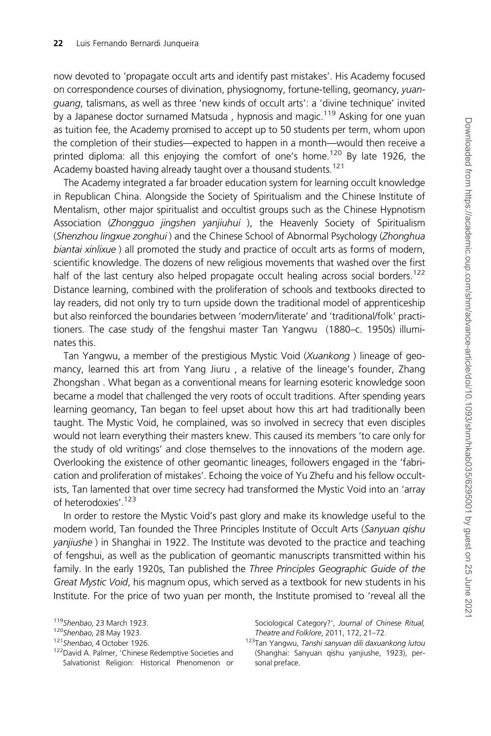now devoted to 'propagate occult arts and identify past mistakes'. His Academy focused on correspondence courses of divination, physiognomy, fortune-telling, geomancy, *yuanguang*, talismans, as well as three 'new kinds of occult arts': a 'divine technique' invited by a Japanese doctor surnamed Matsuda , hypnosis and magic.[119] Asking for one yuan as tuition fee, the Academy promised to accept up to 50 students per term, whom upon the completion of their studies—expected to happen in a month—would then receive a printed diploma: all this enjoying the comfort of one's home.[120] By late 1926, the Academy boasted having already taught over a thousand students.[121]

The Academy integrated a far broader education system for learning occult knowledge in Republican China. Alongside the Society of Spiritualism and the Chinese Institute of Mentalism, other major spiritualist and occultist groups such as the Chinese Hypnotism Association (*Zhongguo jingshen yanjiuhui* ), the Heavenly Society of Spiritualism (*Shenzhou lingxue zonghui* ) and the Chinese School of Abnormal Psychology (*Zhonghua biantai xinlixue* ) all promoted the study and practice of occult arts as forms of modern, scientific knowledge. The dozens of new religious movements that washed over the first half of the last century also helped propagate occult healing across social borders.[122] Distance learning, combined with the proliferation of schools and textbooks directed to lay readers, did not only try to turn upside down the traditional model of apprenticeship but also reinforced the boundaries between 'modern/literate' and 'traditional/folk' practitioners. The case study of the fengshui master Tan Yangwu (1880–c. 1950s) illuminates this.

Tan Yangwu, a member of the prestigious Mystic Void (*Xuankong* ) lineage of geomancy, learned this art from Yang Jiuru , a relative of the lineage's founder, Zhang Zhongshan . What began as a conventional means for learning esoteric knowledge soon became a model that challenged the very roots of occult traditions. After spending years learning geomancy, Tan began to feel upset about how this art had traditionally been taught. The Mystic Void, he complained, was so involved in secrecy that even disciples would not learn everything their masters knew. This caused its members 'to care only for the study of old writings' and close themselves to the innovations of the modern age. Overlooking the existence of other geomantic lineages, followers engaged in the 'fabrication and proliferation of mistakes'. Echoing the voice of Yu Zhefu and his fellow occultists, Tan lamented that over time secrecy had transformed the Mystic Void into an 'array of heterodoxies'.[123]

In order to restore the Mystic Void's past glory and make its knowledge useful to the modern world, Tan founded the Three Principles Institute of Occult Arts (*Sanyuan qishu yanjiushe* ) in Shanghai in 1922. The Institute was devoted to the practice and teaching of fengshui, as well as the publication of geomantic manuscripts transmitted within his family. In the early 1920s, Tan published the *Three Principles Geographic Guide of the Great Mystic Void*, his magnum opus, which served as a textbook for new students in his Institute. For the price of two yuan per month, the Institute promised to 'reveal all the

---

[119] *Shenbao*, 23 March 1923.

[120] *Shenbao*, 28 May 1923.

[121] *Shenbao*, 4 October 1926.

[122] David A. Palmer, 'Chinese Redemptive Societies and Salvationist Religion: Historical Phenomenon or Sociological Category?', *Journal of Chinese Ritual, Theatre and Folklore*, 2011, 172, 21–72.

[123] Tan Yangwu, *Tanshi sanyuan dili daxuankong lutou* (Shanghai: Sanyuan qishu yanjiushe, 1923), personal preface.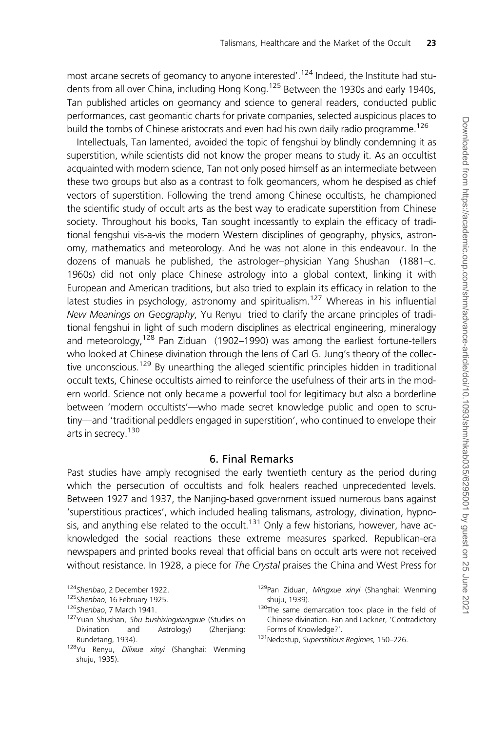most arcane secrets of geomancy to anyone interested'.[124] Indeed, the Institute had students from all over China, including Hong Kong.[125] Between the 1930s and early 1940s, Tan published articles on geomancy and science to general readers, conducted public performances, cast geomantic charts for private companies, selected auspicious places to build the tombs of Chinese aristocrats and even had his own daily radio programme.[126]

Intellectuals, Tan lamented, avoided the topic of fengshui by blindly condemning it as superstition, while scientists did not know the proper means to study it. As an occultist acquainted with modern science, Tan not only posed himself as an intermediate between these two groups but also as a contrast to folk geomancers, whom he despised as chief vectors of superstition. Following the trend among Chinese occultists, he championed the scientific study of occult arts as the best way to eradicate superstition from Chinese society. Throughout his books, Tan sought incessantly to explain the efficacy of traditional fengshui vis-a-vis the modern Western disciplines of geography, physics, astronomy, mathematics and meteorology. And he was not alone in this endeavour. In the dozens of manuals he published, the astrologer–physician Yang Shushan (1881–c. 1960s) did not only place Chinese astrology into a global context, linking it with European and American traditions, but also tried to explain its efficacy in relation to the latest studies in psychology, astronomy and spiritualism.[127] Whereas in his influential *New Meanings on Geography*, Yu Renyu tried to clarify the arcane principles of traditional fengshui in light of such modern disciplines as electrical engineering, mineralogy and meteorology,[128] Pan Ziduan (1902–1990) was among the earliest fortune-tellers who looked at Chinese divination through the lens of Carl G. Jung's theory of the collective unconscious.[129] By unearthing the alleged scientific principles hidden in traditional occult texts, Chinese occultists aimed to reinforce the usefulness of their arts in the modern world. Science not only became a powerful tool for legitimacy but also a borderline between 'modern occultists'—who made secret knowledge public and open to scrutiny—and 'traditional peddlers engaged in superstition', who continued to envelope their arts in secrecy.[130]

## 6. Final Remarks

Past studies have amply recognised the early twentieth century as the period during which the persecution of occultists and folk healers reached unprecedented levels. Between 1927 and 1937, the Nanjing-based government issued numerous bans against 'superstitious practices', which included healing talismans, astrology, divination, hypnosis, and anything else related to the occult.[131] Only a few historians, however, have acknowledged the social reactions these extreme measures sparked. Republican-era newspapers and printed books reveal that official bans on occult arts were not received without resistance. In 1928, a piece for *The Crystal* praises the China and West Press for

[124] *Shenbao*, 2 December 1922.

[125] *Shenbao*, 16 February 1925.

[126] *Shenbao*, 7 March 1941.

[127] Yuan Shushan, *Shu bushixingxiangxue* (Studies on Divination and Astrology) (Zhenjiang: Rundetang, 1934).

[128] Yu Renyu, *Dilixue xinyi* (Shanghai: Wenming shuju, 1935).

[129] Pan Ziduan, *Mingxue xinyi* (Shanghai: Wenming shuju, 1939).

[130] The same demarcation took place in the field of Chinese divination. Fan and Lackner, 'Contradictory Forms of Knowledge?'.

[131] Nedostup, *Superstitious Regimes*, 150–226.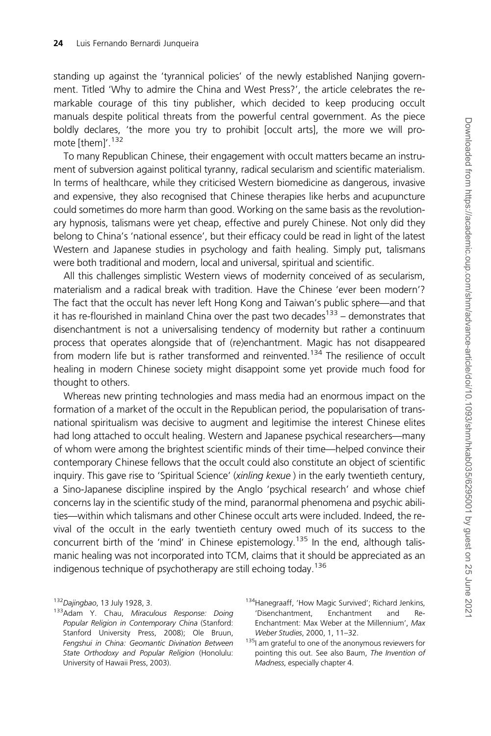standing up against the 'tyrannical policies' of the newly established Nanjing government. Titled 'Why to admire the China and West Press?', the article celebrates the remarkable courage of this tiny publisher, which decided to keep producing occult manuals despite political threats from the powerful central government. As the piece boldly declares, 'the more you try to prohibit [occult arts], the more we will promote [them]'.[132]

To many Republican Chinese, their engagement with occult matters became an instrument of subversion against political tyranny, radical secularism and scientific materialism. In terms of healthcare, while they criticised Western biomedicine as dangerous, invasive and expensive, they also recognised that Chinese therapies like herbs and acupuncture could sometimes do more harm than good. Working on the same basis as the revolutionary hypnosis, talismans were yet cheap, effective and purely Chinese. Not only did they belong to China's 'national essence', but their efficacy could be read in light of the latest Western and Japanese studies in psychology and faith healing. Simply put, talismans were both traditional and modern, local and universal, spiritual and scientific.

All this challenges simplistic Western views of modernity conceived of as secularism, materialism and a radical break with tradition. Have the Chinese 'ever been modern'? The fact that the occult has never left Hong Kong and Taiwan's public sphere—and that it has re-flourished in mainland China over the past two decades[133] – demonstrates that disenchantment is not a universalising tendency of modernity but rather a continuum process that operates alongside that of (re)enchantment. Magic has not disappeared from modern life but is rather transformed and reinvented.[134] The resilience of occult healing in modern Chinese society might disappoint some yet provide much food for thought to others.

Whereas new printing technologies and mass media had an enormous impact on the formation of a market of the occult in the Republican period, the popularisation of transnational spiritualism was decisive to augment and legitimise the interest Chinese elites had long attached to occult healing. Western and Japanese psychical researchers—many of whom were among the brightest scientific minds of their time—helped convince their contemporary Chinese fellows that the occult could also constitute an object of scientific inquiry. This gave rise to 'Spiritual Science' (*xinling kexue* ) in the early twentieth century, a Sino-Japanese discipline inspired by the Anglo 'psychical research' and whose chief concerns lay in the scientific study of the mind, paranormal phenomena and psychic abilities—within which talismans and other Chinese occult arts were included. Indeed, the revival of the occult in the early twentieth century owed much of its success to the concurrent birth of the 'mind' in Chinese epistemology.[135] In the end, although talismanic healing was not incorporated into TCM, claims that it should be appreciated as an indigenous technique of psychotherapy are still echoing today.[136]

---

[132] *Dajingbao*, 13 July 1928, 3.

[133] Adam Y. Chau, *Miraculous Response: Doing Popular Religion in Contemporary China* (Stanford: Stanford University Press, 2008); Ole Bruun, *Fengshui in China: Geomantic Divination Between State Orthodoxy and Popular Religion* (Honolulu: University of Hawaii Press, 2003).

[134] Hanegraaff, 'How Magic Survived'; Richard Jenkins, 'Disenchantment, Enchantment and Re-Enchantment: Max Weber at the Millennium', *Max Weber Studies*, 2000, 1, 11–32.

[135] I am grateful to one of the anonymous reviewers for pointing this out. See also Baum, *The Invention of Madness*, especially chapter 4.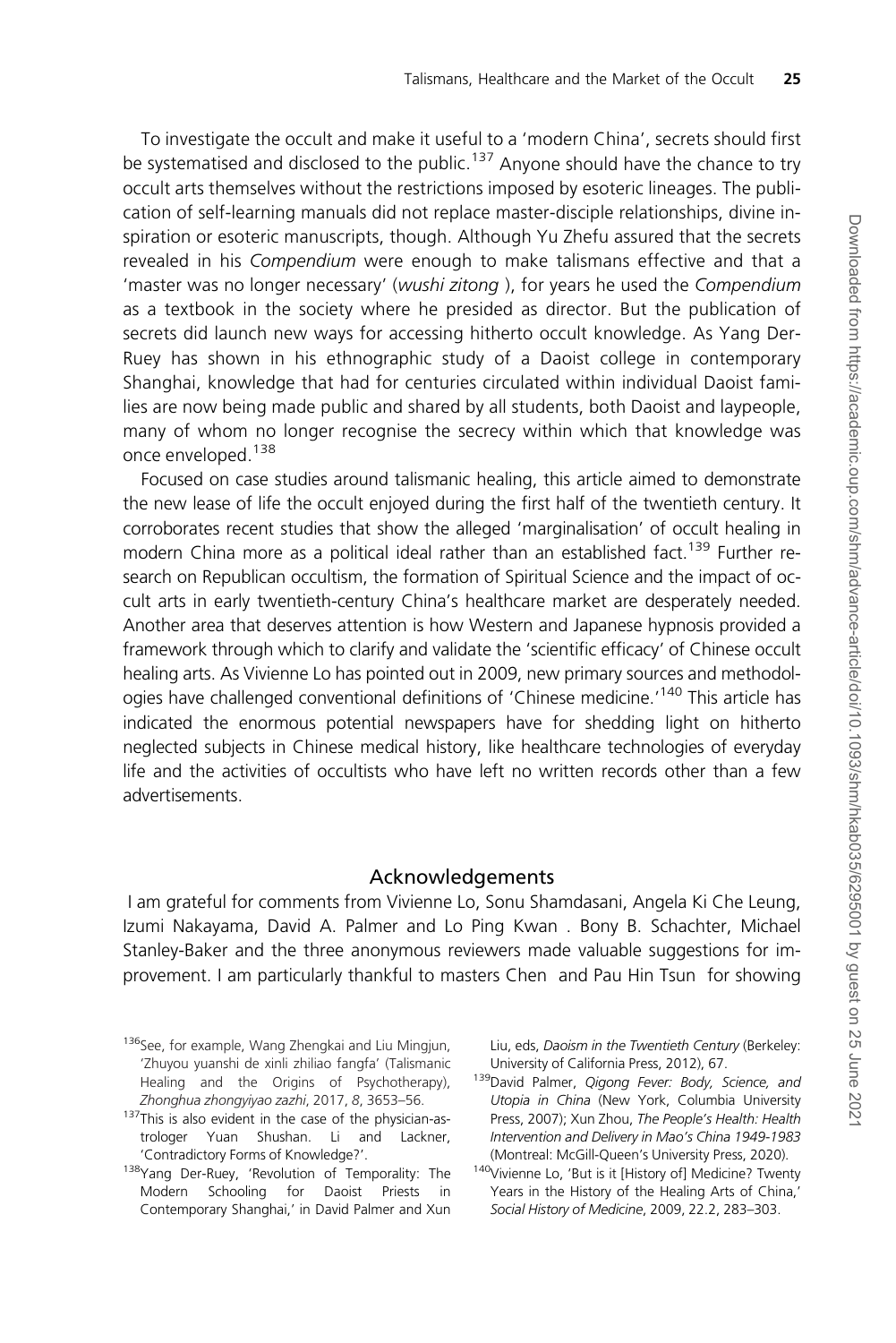To investigate the occult and make it useful to a 'modern China', secrets should first be systematised and disclosed to the public.[137] Anyone should have the chance to try occult arts themselves without the restrictions imposed by esoteric lineages. The publication of self-learning manuals did not replace master-disciple relationships, divine inspiration or esoteric manuscripts, though. Although Yu Zhefu assured that the secrets revealed in his *Compendium* were enough to make talismans effective and that a 'master was no longer necessary' (*wushi zitong* ), for years he used the *Compendium* as a textbook in the society where he presided as director. But the publication of secrets did launch new ways for accessing hitherto occult knowledge. As Yang Der-Ruey has shown in his ethnographic study of a Daoist college in contemporary Shanghai, knowledge that had for centuries circulated within individual Daoist families are now being made public and shared by all students, both Daoist and laypeople, many of whom no longer recognise the secrecy within which that knowledge was once enveloped.[138]

Focused on case studies around talismanic healing, this article aimed to demonstrate the new lease of life the occult enjoyed during the first half of the twentieth century. It corroborates recent studies that show the alleged 'marginalisation' of occult healing in modern China more as a political ideal rather than an established fact.[139] Further research on Republican occultism, the formation of Spiritual Science and the impact of occult arts in early twentieth-century China's healthcare market are desperately needed. Another area that deserves attention is how Western and Japanese hypnosis provided a framework through which to clarify and validate the 'scientific efficacy' of Chinese occult healing arts. As Vivienne Lo has pointed out in 2009, new primary sources and methodologies have challenged conventional definitions of 'Chinese medicine.'[140] This article has indicated the enormous potential newspapers have for shedding light on hitherto neglected subjects in Chinese medical history, like healthcare technologies of everyday life and the activities of occultists who have left no written records other than a few advertisements.

## Acknowledgements

I am grateful for comments from Vivienne Lo, Sonu Shamdasani, Angela Ki Che Leung, Izumi Nakayama, David A. Palmer and Lo Ping Kwan . Bony B. Schachter, Michael Stanley-Baker and the three anonymous reviewers made valuable suggestions for improvement. I am particularly thankful to masters Chen  and Pau Hin Tsun  for showing

[136] See, for example, Wang Zhengkai and Liu Mingjun, 'Zhuyou yuanshi de xinli zhiliao fangfa' (Talismanic Healing and the Origins of Psychotherapy), *Zhonghua zhongyiyao zazhi*, 2017, *8*, 3653–56.

[137] This is also evident in the case of the physician-astrologer Yuan Shushan. Li and Lackner, 'Contradictory Forms of Knowledge?'.

[138] Yang Der-Ruey, 'Revolution of Temporality: The Modern Schooling for Daoist Priests in Contemporary Shanghai,' in David Palmer and Xun Liu, eds, *Daoism in the Twentieth Century* (Berkeley: University of California Press, 2012), 67.

[139] David Palmer, *Qigong Fever: Body, Science, and Utopia in China* (New York, Columbia University Press, 2007); Xun Zhou, *The People's Health: Health Intervention and Delivery in Mao's China 1949-1983* (Montreal: McGill-Queen's University Press, 2020).

[140] Vivienne Lo, 'But is it [History of] Medicine? Twenty Years in the History of the Healing Arts of China,' *Social History of Medicine*, 2009, 22.2, 283–303.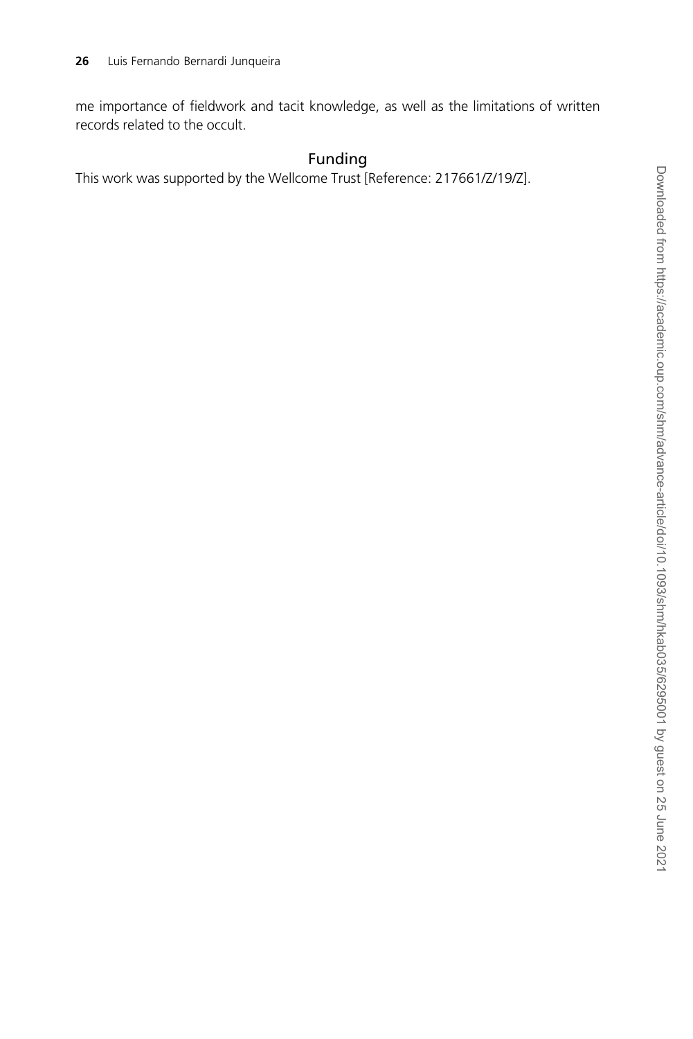me importance of fieldwork and tacit knowledge, as well as the limitations of written records related to the occult.

## Funding

This work was supported by the Wellcome Trust [Reference: 217661/Z/19/Z].